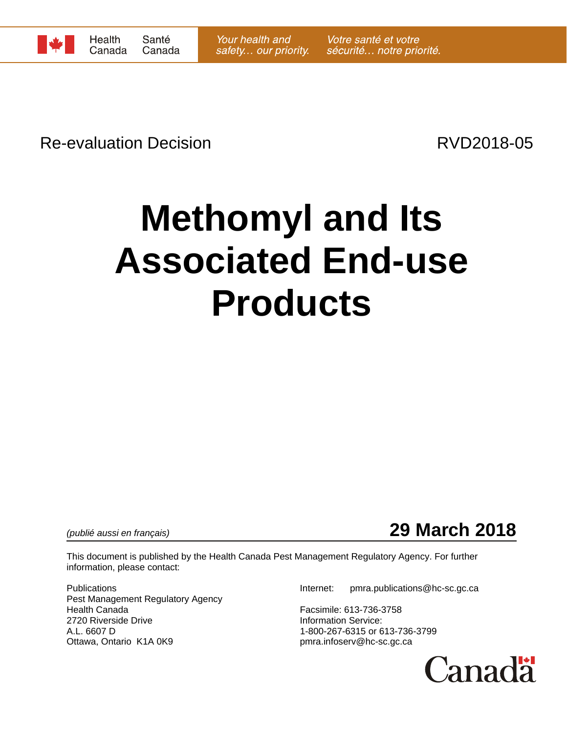Health Canada | Santé Canada

*Your health and safety… our priority.* | *Votre santé et votre sécurité… notre priorité.*

Re-evaluation Decision RVD2018-05

# Methomyl and Its Associated End-use Products

*(publié aussi en français)*

**29 March 2018**

This document is published by the Health Canada Pest Management Regulatory Agency. For further information, please contact:

Publications
Pest Management Regulatory Agency
Health Canada
2720 Riverside Drive
A.L. 6607 D
Ottawa, Ontario K1A 0K9

Internet: pmra.publications@hc-sc.gc.ca

Facsimile: 613-736-3758
Information Service:
1-800-267-6315 or 613-736-3799
pmra.infoserv@hc-sc.gc.ca

Canada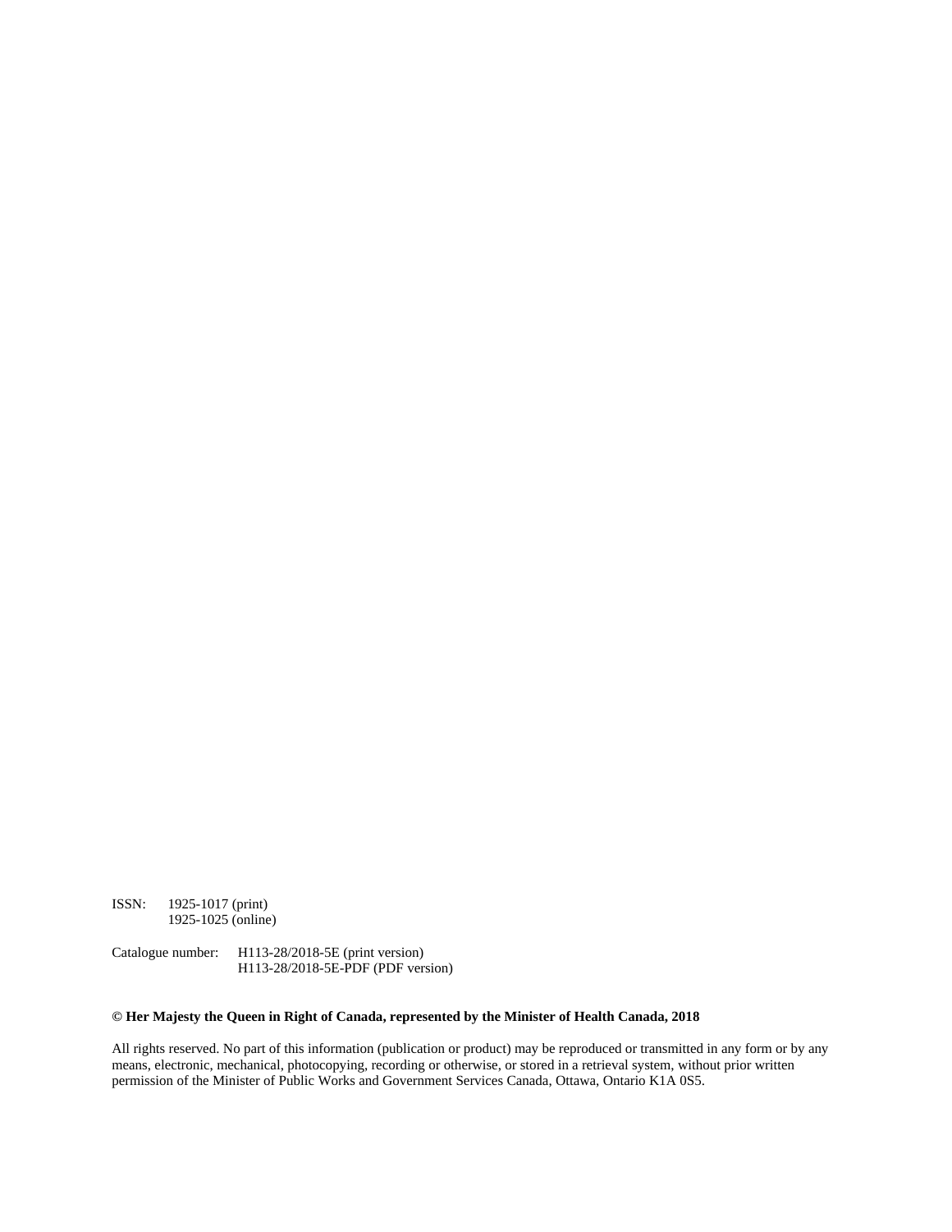ISSN: 1925-1017 (print)
1925-1025 (online)

Catalogue number: H113-28/2018-5E (print version)
H113-28/2018-5E-PDF (PDF version)

**© Her Majesty the Queen in Right of Canada, represented by the Minister of Health Canada, 2018**

All rights reserved. No part of this information (publication or product) may be reproduced or transmitted in any form or by any means, electronic, mechanical, photocopying, recording or otherwise, or stored in a retrieval system, without prior written permission of the Minister of Public Works and Government Services Canada, Ottawa, Ontario K1A 0S5.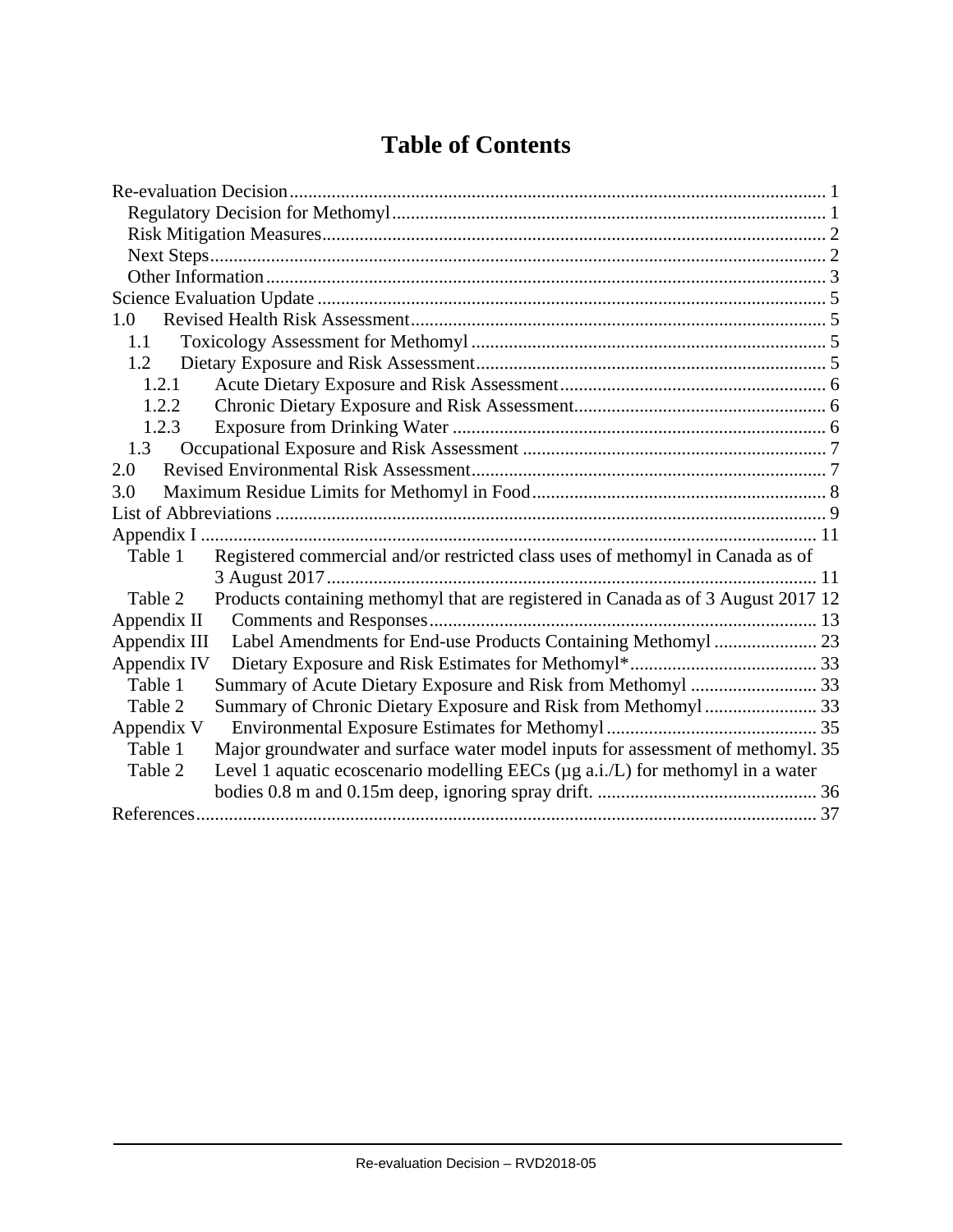# Table of Contents

- Re-evaluation Decision ... 1
  - Regulatory Decision for Methomyl ... 1
  - Risk Mitigation Measures ... 2
  - Next Steps ... 2
  - Other Information ... 3
- Science Evaluation Update ... 5
- 1.0 Revised Health Risk Assessment ... 5
  - 1.1 Toxicology Assessment for Methomyl ... 5
  - 1.2 Dietary Exposure and Risk Assessment ... 5
    - 1.2.1 Acute Dietary Exposure and Risk Assessment ... 6
    - 1.2.2 Chronic Dietary Exposure and Risk Assessment ... 6
    - 1.2.3 Exposure from Drinking Water ... 6
  - 1.3 Occupational Exposure and Risk Assessment ... 7
- 2.0 Revised Environmental Risk Assessment ... 7
- 3.0 Maximum Residue Limits for Methomyl in Food ... 8
- List of Abbreviations ... 9
- Appendix I ... 11
  - Table 1 Registered commercial and/or restricted class uses of methomyl in Canada as of 3 August 2017 ... 11
  - Table 2 Products containing methomyl that are registered in Canada as of 3 August 2017 ... 12
- Appendix II Comments and Responses ... 13
- Appendix III Label Amendments for End-use Products Containing Methomyl ... 23
- Appendix IV Dietary Exposure and Risk Estimates for Methomyl* ... 33
  - Table 1 Summary of Acute Dietary Exposure and Risk from Methomyl ... 33
  - Table 2 Summary of Chronic Dietary Exposure and Risk from Methomyl ... 33
- Appendix V Environmental Exposure Estimates for Methomyl ... 35
  - Table 1 Major groundwater and surface water model inputs for assessment of methomyl. ... 35
  - Table 2 Level 1 aquatic ecoscenario modelling EECs (µg a.i./L) for methomyl in a water bodies 0.8 m and 0.15m deep, ignoring spray drift. ... 36
- References ... 37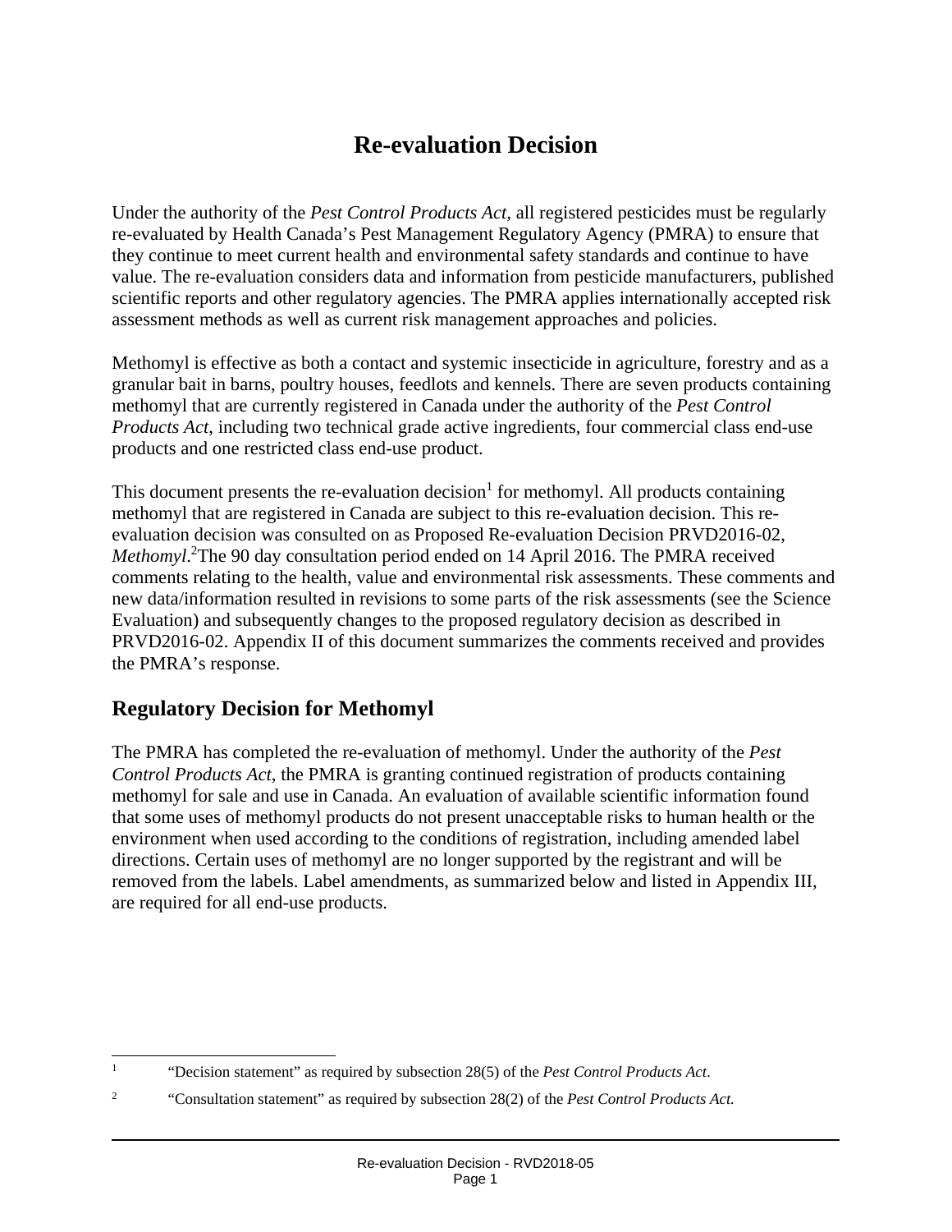# Re-evaluation Decision

Under the authority of the *Pest Control Products Act*, all registered pesticides must be regularly re-evaluated by Health Canada's Pest Management Regulatory Agency (PMRA) to ensure that they continue to meet current health and environmental safety standards and continue to have value. The re-evaluation considers data and information from pesticide manufacturers, published scientific reports and other regulatory agencies. The PMRA applies internationally accepted risk assessment methods as well as current risk management approaches and policies.

Methomyl is effective as both a contact and systemic insecticide in agriculture, forestry and as a granular bait in barns, poultry houses, feedlots and kennels. There are seven products containing methomyl that are currently registered in Canada under the authority of the *Pest Control Products Act*, including two technical grade active ingredients, four commercial class end-use products and one restricted class end-use product.

This document presents the re-evaluation decision[1] for methomyl. All products containing methomyl that are registered in Canada are subject to this re-evaluation decision. This re-evaluation decision was consulted on as Proposed Re-evaluation Decision PRVD2016-02, *Methomyl*.[2] The 90 day consultation period ended on 14 April 2016. The PMRA received comments relating to the health, value and environmental risk assessments. These comments and new data/information resulted in revisions to some parts of the risk assessments (see the Science Evaluation) and subsequently changes to the proposed regulatory decision as described in PRVD2016-02. Appendix II of this document summarizes the comments received and provides the PMRA's response.

## Regulatory Decision for Methomyl

The PMRA has completed the re-evaluation of methomyl. Under the authority of the *Pest Control Products Act*, the PMRA is granting continued registration of products containing methomyl for sale and use in Canada. An evaluation of available scientific information found that some uses of methomyl products do not present unacceptable risks to human health or the environment when used according to the conditions of registration, including amended label directions. Certain uses of methomyl are no longer supported by the registrant and will be removed from the labels. Label amendments, as summarized below and listed in Appendix III, are required for all end-use products.

---

[1] "Decision statement" as required by subsection 28(5) of the *Pest Control Products Act*.

[2] "Consultation statement" as required by subsection 28(2) of the *Pest Control Products Act.*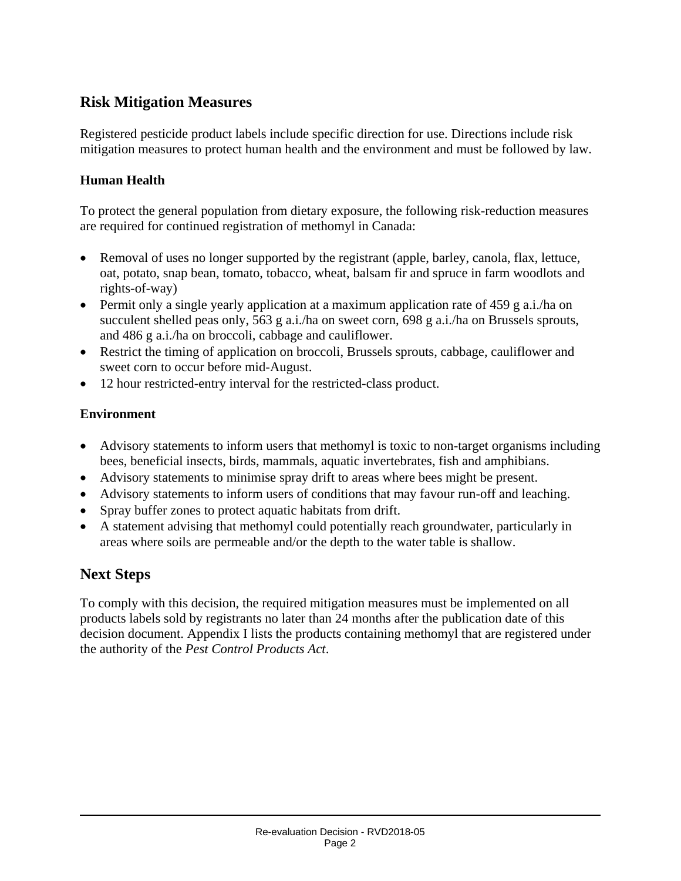## Risk Mitigation Measures

Registered pesticide product labels include specific direction for use. Directions include risk mitigation measures to protect human health and the environment and must be followed by law.

### Human Health

To protect the general population from dietary exposure, the following risk-reduction measures are required for continued registration of methomyl in Canada:

- Removal of uses no longer supported by the registrant (apple, barley, canola, flax, lettuce, oat, potato, snap bean, tomato, tobacco, wheat, balsam fir and spruce in farm woodlots and rights-of-way)
- Permit only a single yearly application at a maximum application rate of 459 g a.i./ha on succulent shelled peas only, 563 g a.i./ha on sweet corn, 698 g a.i./ha on Brussels sprouts, and 486 g a.i./ha on broccoli, cabbage and cauliflower.
- Restrict the timing of application on broccoli, Brussels sprouts, cabbage, cauliflower and sweet corn to occur before mid-August.
- 12 hour restricted-entry interval for the restricted-class product.

### Environment

- Advisory statements to inform users that methomyl is toxic to non-target organisms including bees, beneficial insects, birds, mammals, aquatic invertebrates, fish and amphibians.
- Advisory statements to minimise spray drift to areas where bees might be present.
- Advisory statements to inform users of conditions that may favour run-off and leaching.
- Spray buffer zones to protect aquatic habitats from drift.
- A statement advising that methomyl could potentially reach groundwater, particularly in areas where soils are permeable and/or the depth to the water table is shallow.

## Next Steps

To comply with this decision, the required mitigation measures must be implemented on all products labels sold by registrants no later than 24 months after the publication date of this decision document. Appendix I lists the products containing methomyl that are registered under the authority of the *Pest Control Products Act*.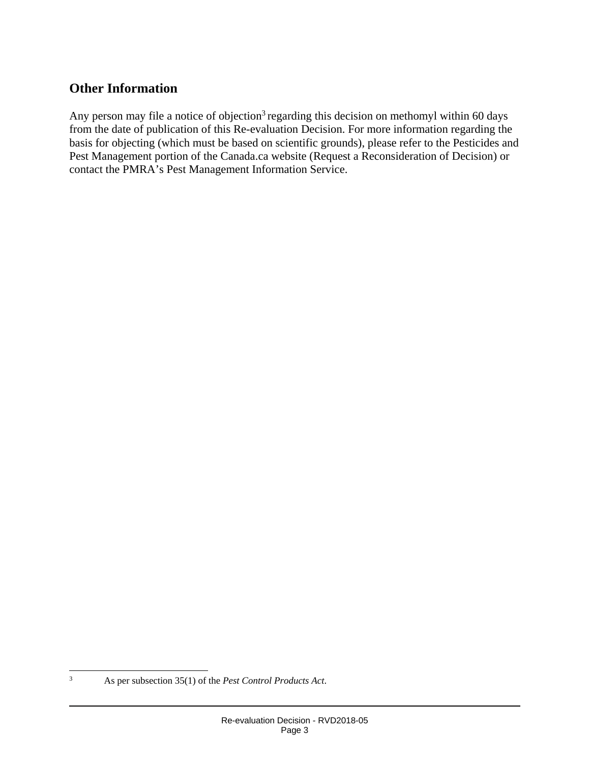## Other Information

Any person may file a notice of objection[3] regarding this decision on methomyl within 60 days from the date of publication of this Re-evaluation Decision. For more information regarding the basis for objecting (which must be based on scientific grounds), please refer to the Pesticides and Pest Management portion of the Canada.ca website (Request a Reconsideration of Decision) or contact the PMRA's Pest Management Information Service.

---

[3] As per subsection 35(1) of the *Pest Control Products Act*.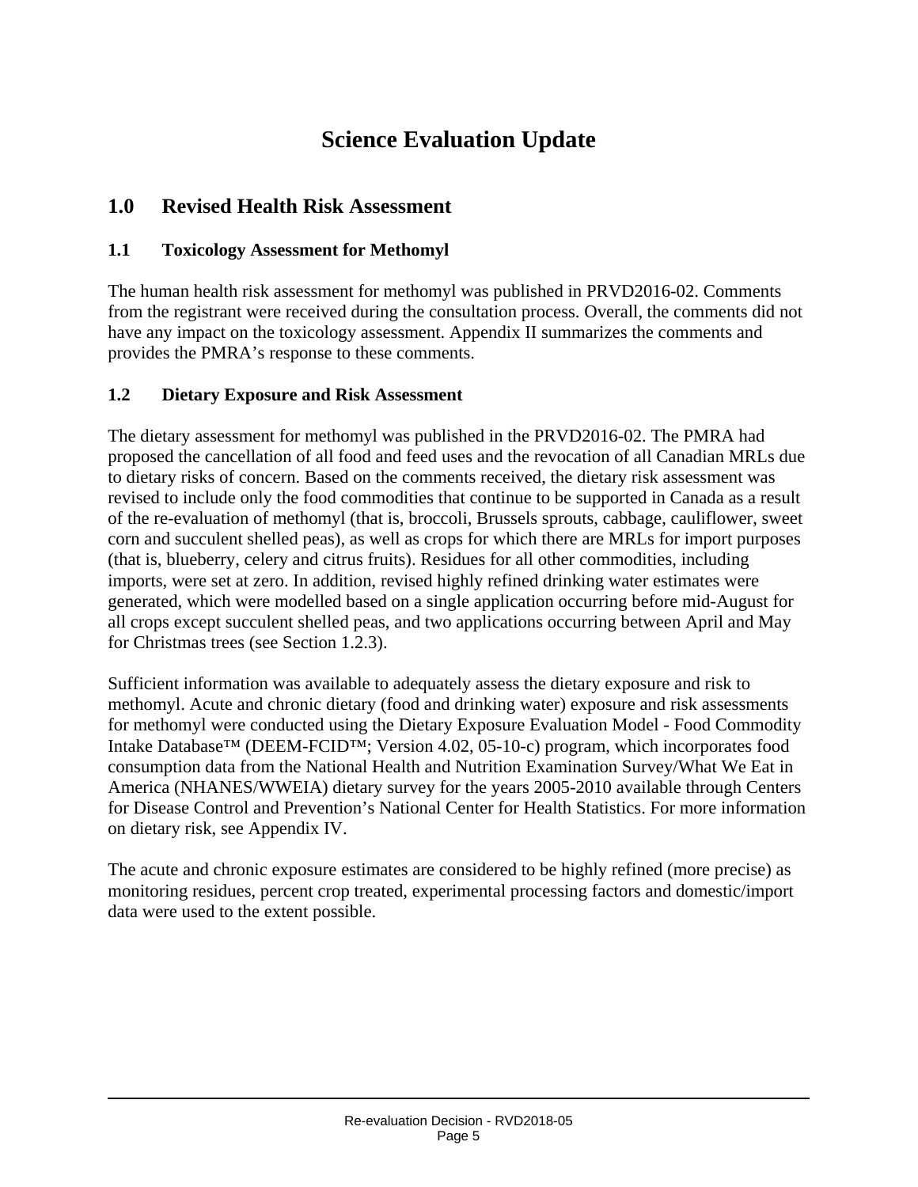# Science Evaluation Update

## 1.0 Revised Health Risk Assessment

### 1.1 Toxicology Assessment for Methomyl

The human health risk assessment for methomyl was published in PRVD2016-02. Comments from the registrant were received during the consultation process. Overall, the comments did not have any impact on the toxicology assessment. Appendix II summarizes the comments and provides the PMRA's response to these comments.

### 1.2 Dietary Exposure and Risk Assessment

The dietary assessment for methomyl was published in the PRVD2016-02. The PMRA had proposed the cancellation of all food and feed uses and the revocation of all Canadian MRLs due to dietary risks of concern. Based on the comments received, the dietary risk assessment was revised to include only the food commodities that continue to be supported in Canada as a result of the re-evaluation of methomyl (that is, broccoli, Brussels sprouts, cabbage, cauliflower, sweet corn and succulent shelled peas), as well as crops for which there are MRLs for import purposes (that is, blueberry, celery and citrus fruits). Residues for all other commodities, including imports, were set at zero. In addition, revised highly refined drinking water estimates were generated, which were modelled based on a single application occurring before mid-August for all crops except succulent shelled peas, and two applications occurring between April and May for Christmas trees (see Section 1.2.3).

Sufficient information was available to adequately assess the dietary exposure and risk to methomyl. Acute and chronic dietary (food and drinking water) exposure and risk assessments for methomyl were conducted using the Dietary Exposure Evaluation Model - Food Commodity Intake Database™ (DEEM-FCID™; Version 4.02, 05-10-c) program, which incorporates food consumption data from the National Health and Nutrition Examination Survey/What We Eat in America (NHANES/WWEIA) dietary survey for the years 2005-2010 available through Centers for Disease Control and Prevention's National Center for Health Statistics. For more information on dietary risk, see Appendix IV.

The acute and chronic exposure estimates are considered to be highly refined (more precise) as monitoring residues, percent crop treated, experimental processing factors and domestic/import data were used to the extent possible.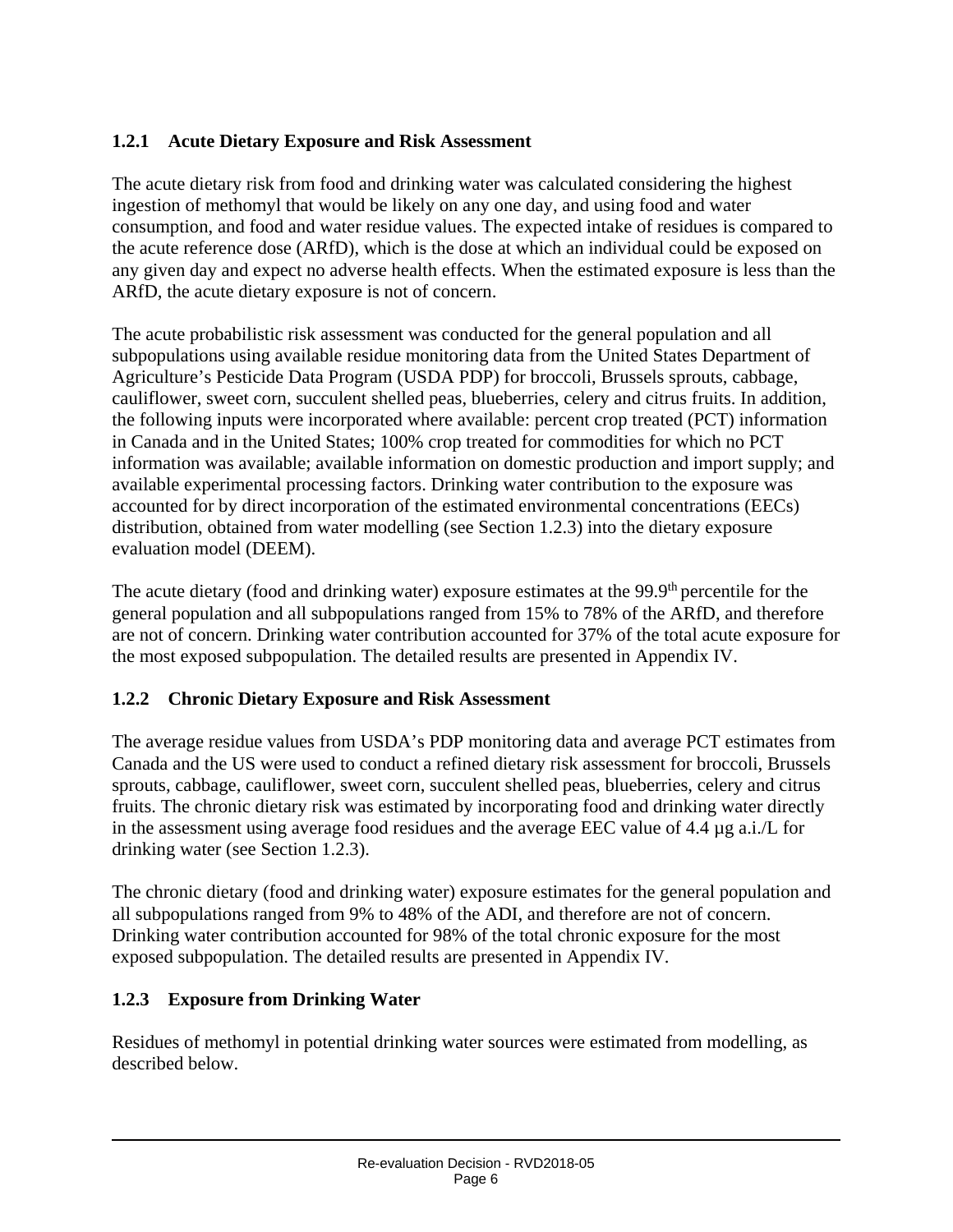### 1.2.1 Acute Dietary Exposure and Risk Assessment

The acute dietary risk from food and drinking water was calculated considering the highest ingestion of methomyl that would be likely on any one day, and using food and water consumption, and food and water residue values. The expected intake of residues is compared to the acute reference dose (ARfD), which is the dose at which an individual could be exposed on any given day and expect no adverse health effects. When the estimated exposure is less than the ARfD, the acute dietary exposure is not of concern.

The acute probabilistic risk assessment was conducted for the general population and all subpopulations using available residue monitoring data from the United States Department of Agriculture's Pesticide Data Program (USDA PDP) for broccoli, Brussels sprouts, cabbage, cauliflower, sweet corn, succulent shelled peas, blueberries, celery and citrus fruits. In addition, the following inputs were incorporated where available: percent crop treated (PCT) information in Canada and in the United States; 100% crop treated for commodities for which no PCT information was available; available information on domestic production and import supply; and available experimental processing factors. Drinking water contribution to the exposure was accounted for by direct incorporation of the estimated environmental concentrations (EECs) distribution, obtained from water modelling (see Section 1.2.3) into the dietary exposure evaluation model (DEEM).

The acute dietary (food and drinking water) exposure estimates at the 99.9$^{th}$ percentile for the general population and all subpopulations ranged from 15% to 78% of the ARfD, and therefore are not of concern. Drinking water contribution accounted for 37% of the total acute exposure for the most exposed subpopulation. The detailed results are presented in Appendix IV.

### 1.2.2 Chronic Dietary Exposure and Risk Assessment

The average residue values from USDA's PDP monitoring data and average PCT estimates from Canada and the US were used to conduct a refined dietary risk assessment for broccoli, Brussels sprouts, cabbage, cauliflower, sweet corn, succulent shelled peas, blueberries, celery and citrus fruits. The chronic dietary risk was estimated by incorporating food and drinking water directly in the assessment using average food residues and the average EEC value of 4.4 µg a.i./L for drinking water (see Section 1.2.3).

The chronic dietary (food and drinking water) exposure estimates for the general population and all subpopulations ranged from 9% to 48% of the ADI, and therefore are not of concern. Drinking water contribution accounted for 98% of the total chronic exposure for the most exposed subpopulation. The detailed results are presented in Appendix IV.

### 1.2.3 Exposure from Drinking Water

Residues of methomyl in potential drinking water sources were estimated from modelling, as described below.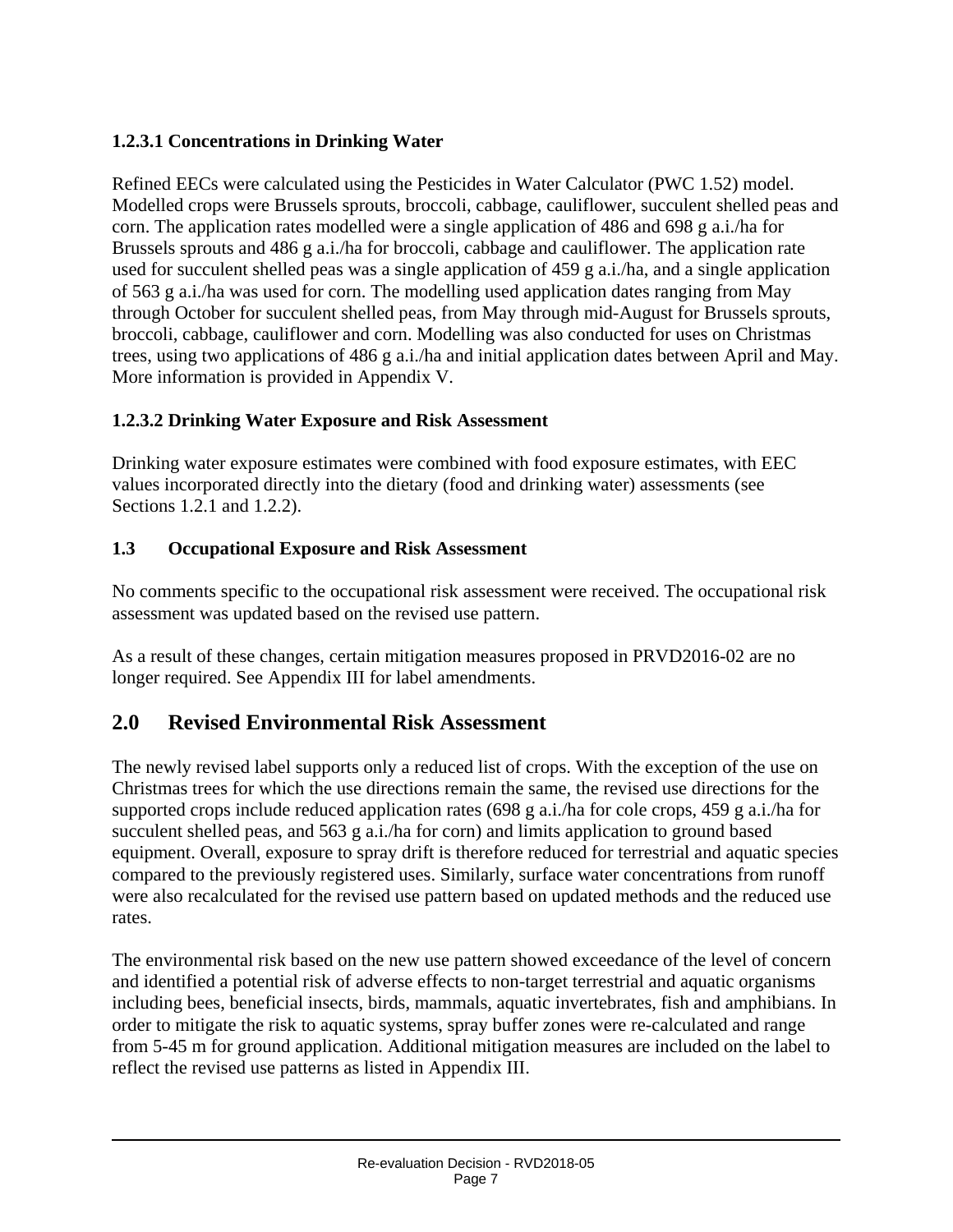#### 1.2.3.1 Concentrations in Drinking Water

Refined EECs were calculated using the Pesticides in Water Calculator (PWC 1.52) model. Modelled crops were Brussels sprouts, broccoli, cabbage, cauliflower, succulent shelled peas and corn. The application rates modelled were a single application of 486 and 698 g a.i./ha for Brussels sprouts and 486 g a.i./ha for broccoli, cabbage and cauliflower. The application rate used for succulent shelled peas was a single application of 459 g a.i./ha, and a single application of 563 g a.i./ha was used for corn. The modelling used application dates ranging from May through October for succulent shelled peas, from May through mid-August for Brussels sprouts, broccoli, cabbage, cauliflower and corn. Modelling was also conducted for uses on Christmas trees, using two applications of 486 g a.i./ha and initial application dates between April and May. More information is provided in Appendix V.

#### 1.2.3.2 Drinking Water Exposure and Risk Assessment

Drinking water exposure estimates were combined with food exposure estimates, with EEC values incorporated directly into the dietary (food and drinking water) assessments (see Sections 1.2.1 and 1.2.2).

### 1.3 Occupational Exposure and Risk Assessment

No comments specific to the occupational risk assessment were received. The occupational risk assessment was updated based on the revised use pattern.

As a result of these changes, certain mitigation measures proposed in PRVD2016-02 are no longer required. See Appendix III for label amendments.

## 2.0 Revised Environmental Risk Assessment

The newly revised label supports only a reduced list of crops. With the exception of the use on Christmas trees for which the use directions remain the same, the revised use directions for the supported crops include reduced application rates (698 g a.i./ha for cole crops, 459 g a.i./ha for succulent shelled peas, and 563 g a.i./ha for corn) and limits application to ground based equipment. Overall, exposure to spray drift is therefore reduced for terrestrial and aquatic species compared to the previously registered uses. Similarly, surface water concentrations from runoff were also recalculated for the revised use pattern based on updated methods and the reduced use rates.

The environmental risk based on the new use pattern showed exceedance of the level of concern and identified a potential risk of adverse effects to non-target terrestrial and aquatic organisms including bees, beneficial insects, birds, mammals, aquatic invertebrates, fish and amphibians. In order to mitigate the risk to aquatic systems, spray buffer zones were re-calculated and range from 5-45 m for ground application. Additional mitigation measures are included on the label to reflect the revised use patterns as listed in Appendix III.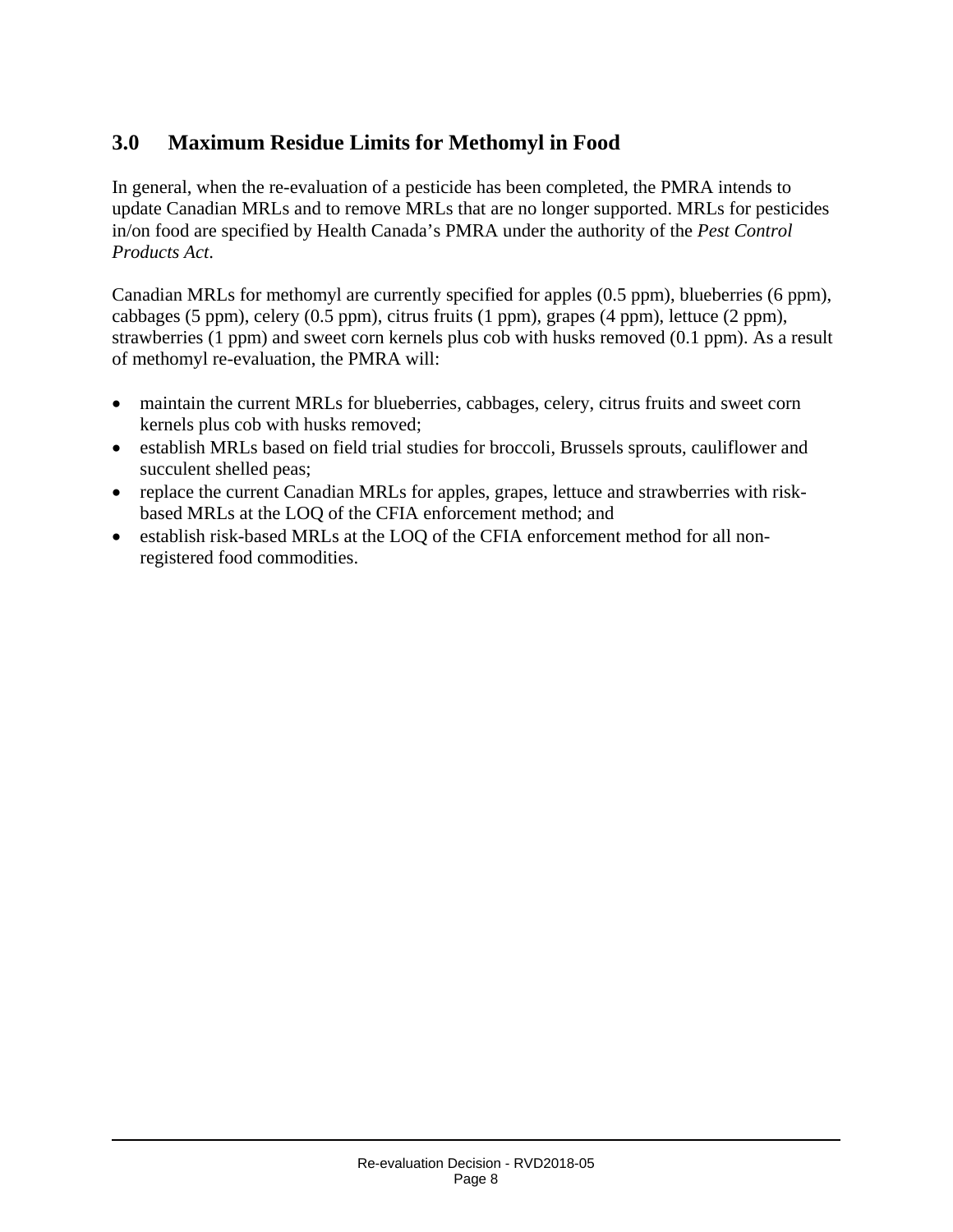## 3.0 Maximum Residue Limits for Methomyl in Food

In general, when the re-evaluation of a pesticide has been completed, the PMRA intends to update Canadian MRLs and to remove MRLs that are no longer supported. MRLs for pesticides in/on food are specified by Health Canada's PMRA under the authority of the *Pest Control Products Act*.

Canadian MRLs for methomyl are currently specified for apples (0.5 ppm), blueberries (6 ppm), cabbages (5 ppm), celery (0.5 ppm), citrus fruits (1 ppm), grapes (4 ppm), lettuce (2 ppm), strawberries (1 ppm) and sweet corn kernels plus cob with husks removed (0.1 ppm). As a result of methomyl re-evaluation, the PMRA will:

- maintain the current MRLs for blueberries, cabbages, celery, citrus fruits and sweet corn kernels plus cob with husks removed;
- establish MRLs based on field trial studies for broccoli, Brussels sprouts, cauliflower and succulent shelled peas;
- replace the current Canadian MRLs for apples, grapes, lettuce and strawberries with risk-based MRLs at the LOQ of the CFIA enforcement method; and
- establish risk-based MRLs at the LOQ of the CFIA enforcement method for all non-registered food commodities.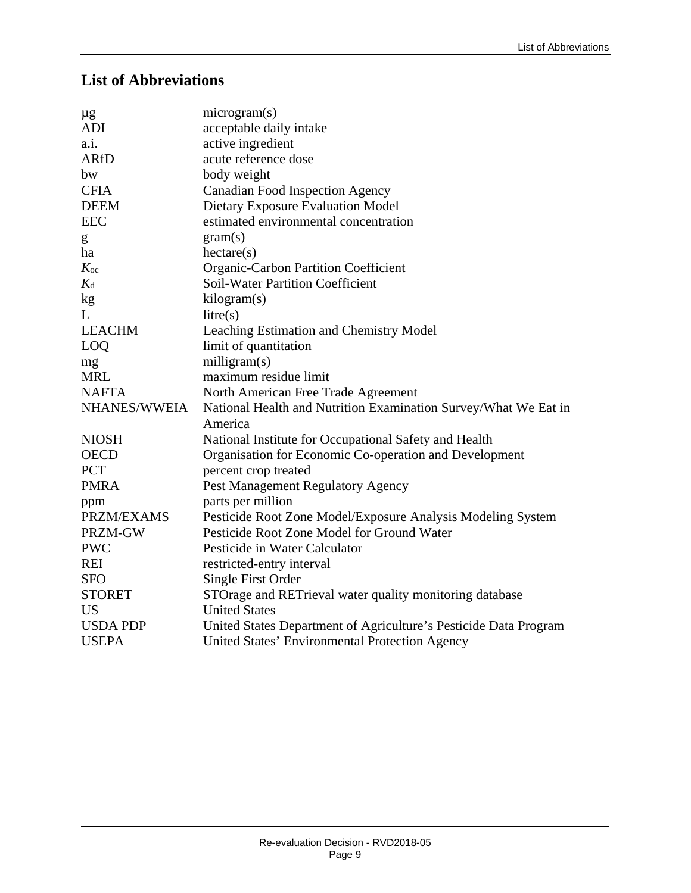## List of Abbreviations

| | |
|---|---|
| µg | microgram(s) |
| ADI | acceptable daily intake |
| a.i. | active ingredient |
| ARfD | acute reference dose |
| bw | body weight |
| CFIA | Canadian Food Inspection Agency |
| DEEM | Dietary Exposure Evaluation Model |
| EEC | estimated environmental concentration |
| g | gram(s) |
| ha | hectare(s) |
| $K_{oc}$ | Organic-Carbon Partition Coefficient |
| $K_d$ | Soil-Water Partition Coefficient |
| kg | kilogram(s) |
| L | litre(s) |
| LEACHM | Leaching Estimation and Chemistry Model |
| LOQ | limit of quantitation |
| mg | milligram(s) |
| MRL | maximum residue limit |
| NAFTA | North American Free Trade Agreement |
| NHANES/WWEIA | National Health and Nutrition Examination Survey/What We Eat in America |
| NIOSH | National Institute for Occupational Safety and Health |
| OECD | Organisation for Economic Co-operation and Development |
| PCT | percent crop treated |
| PMRA | Pest Management Regulatory Agency |
| ppm | parts per million |
| PRZM/EXAMS | Pesticide Root Zone Model/Exposure Analysis Modeling System |
| PRZM-GW | Pesticide Root Zone Model for Ground Water |
| PWC | Pesticide in Water Calculator |
| REI | restricted-entry interval |
| SFO | Single First Order |
| STORET | STOrage and RETrieval water quality monitoring database |
| US | United States |
| USDA PDP | United States Department of Agriculture's Pesticide Data Program |
| USEPA | United States' Environmental Protection Agency |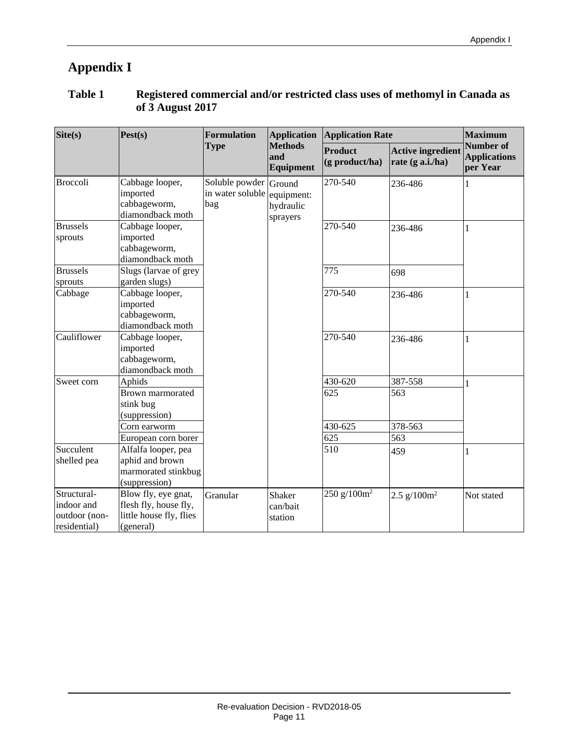# Appendix I

## Table 1 Registered commercial and/or restricted class uses of methomyl in Canada as of 3 August 2017

| Site(s) | Pest(s) | Formulation Type | Application Methods and Equipment | Application Rate | | Maximum Number of Applications per Year |
|---|---|---|---|---|---|---|
| | | | | Product (g product/ha) | Active ingredient rate (g a.i./ha) | |
| Broccoli | Cabbage looper, imported cabbageworm, diamondback moth | Soluble powder in water soluble bag | Ground equipment: hydraulic sprayers | 270-540 | 236-486 | 1 |
| Brussels sprouts | Cabbage looper, imported cabbageworm, diamondback moth | | | 270-540 | 236-486 | 1 |
| Brussels sprouts | Slugs (larvae of grey garden slugs) | | | 775 | 698 | |
| Cabbage | Cabbage looper, imported cabbageworm, diamondback moth | | | 270-540 | 236-486 | 1 |
| Cauliflower | Cabbage looper, imported cabbageworm, diamondback moth | | | 270-540 | 236-486 | 1 |
| Sweet corn | Aphids | | | 430-620 | 387-558 | 1 |
| | Brown marmorated stink bug (suppression) | | | 625 | 563 | |
| | Corn earworm | | | 430-625 | 378-563 | |
| | European corn borer | | | 625 | 563 | |
| Succulent shelled pea | Alfalfa looper, pea aphid and brown marmorated stinkbug (suppression) | | | 510 | 459 | 1 |
| Structural-indoor and outdoor (non-residential) | Blow fly, eye gnat, flesh fly, house fly, little house fly, flies (general) | Granular | Shaker can/bait station | 250 g/100m$^2$ | 2.5 g/100m$^2$ | Not stated |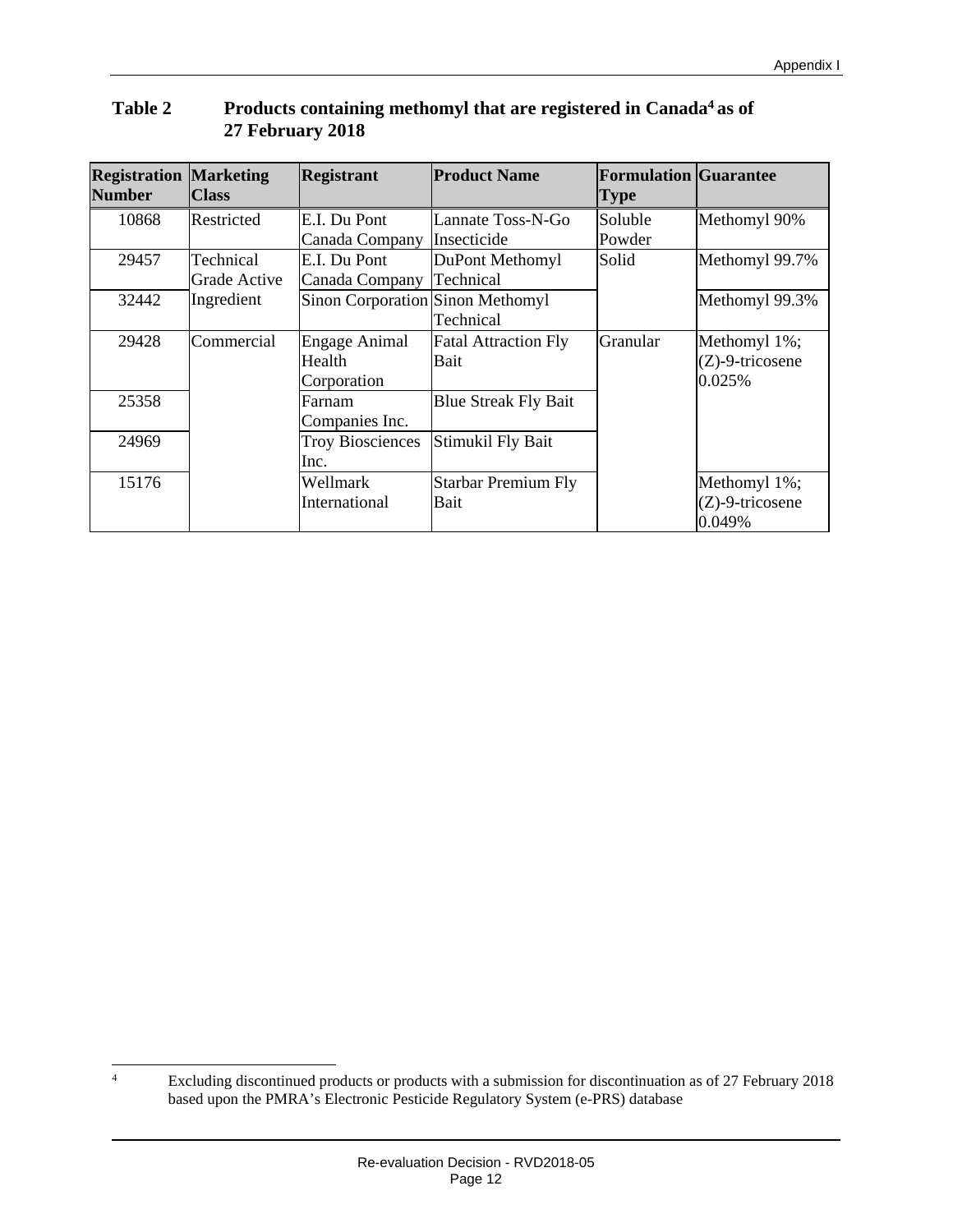**Table 2 Products containing methomyl that are registered in Canada[4] as of 27 February 2018**

| Registration Number | Marketing Class | Registrant | Product Name | Formulation Type | Guarantee |
|---|---|---|---|---|---|
| 10868 | Restricted | E.I. Du Pont Canada Company | Lannate Toss-N-Go Insecticide | Soluble Powder | Methomyl 90% |
| 29457 | Technical Grade Active Ingredient | E.I. Du Pont Canada Company | DuPont Methomyl Technical | Solid | Methomyl 99.7% |
| 32442 | | Sinon Corporation | Sinon Methomyl Technical | | Methomyl 99.3% |
| 29428 | Commercial | Engage Animal Health Corporation | Fatal Attraction Fly Bait | Granular | Methomyl 1%; (Z)-9-tricosene 0.025% |
| 25358 | | Farnam Companies Inc. | Blue Streak Fly Bait | | |
| 24969 | | Troy Biosciences Inc. | Stimukil Fly Bait | | |
| 15176 | | Wellmark International | Starbar Premium Fly Bait | | Methomyl 1%; (Z)-9-tricosene 0.049% |

[4] Excluding discontinued products or products with a submission for discontinuation as of 27 February 2018 based upon the PMRA's Electronic Pesticide Regulatory System (e-PRS) database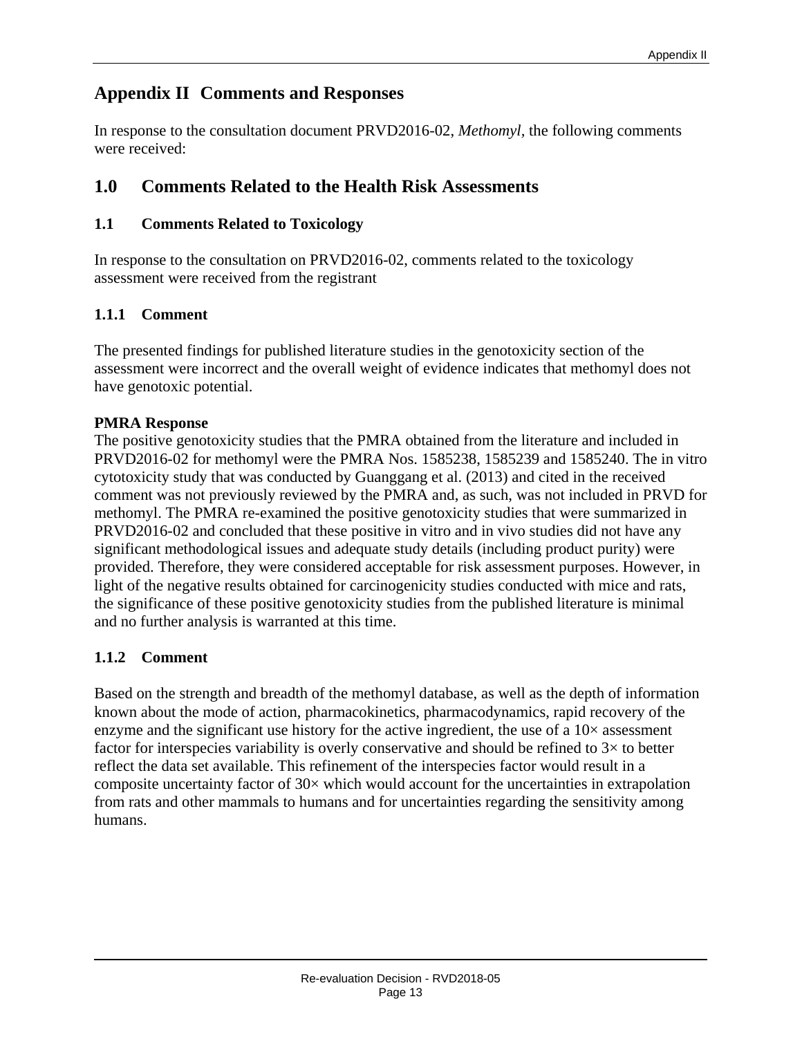# Appendix II Comments and Responses

In response to the consultation document PRVD2016-02, *Methomyl,* the following comments were received:

## 1.0 Comments Related to the Health Risk Assessments

### 1.1 Comments Related to Toxicology

In response to the consultation on PRVD2016-02, comments related to the toxicology assessment were received from the registrant

#### 1.1.1 Comment

The presented findings for published literature studies in the genotoxicity section of the assessment were incorrect and the overall weight of evidence indicates that methomyl does not have genotoxic potential.

**PMRA Response**
The positive genotoxicity studies that the PMRA obtained from the literature and included in PRVD2016-02 for methomyl were the PMRA Nos. 1585238, 1585239 and 1585240. The in vitro cytotoxicity study that was conducted by Guanggang et al. (2013) and cited in the received comment was not previously reviewed by the PMRA and, as such, was not included in PRVD for methomyl. The PMRA re-examined the positive genotoxicity studies that were summarized in PRVD2016-02 and concluded that these positive in vitro and in vivo studies did not have any significant methodological issues and adequate study details (including product purity) were provided. Therefore, they were considered acceptable for risk assessment purposes. However, in light of the negative results obtained for carcinogenicity studies conducted with mice and rats, the significance of these positive genotoxicity studies from the published literature is minimal and no further analysis is warranted at this time.

#### 1.1.2 Comment

Based on the strength and breadth of the methomyl database, as well as the depth of information known about the mode of action, pharmacokinetics, pharmacodynamics, rapid recovery of the enzyme and the significant use history for the active ingredient, the use of a 10× assessment factor for interspecies variability is overly conservative and should be refined to 3× to better reflect the data set available. This refinement of the interspecies factor would result in a composite uncertainty factor of 30× which would account for the uncertainties in extrapolation from rats and other mammals to humans and for uncertainties regarding the sensitivity among humans.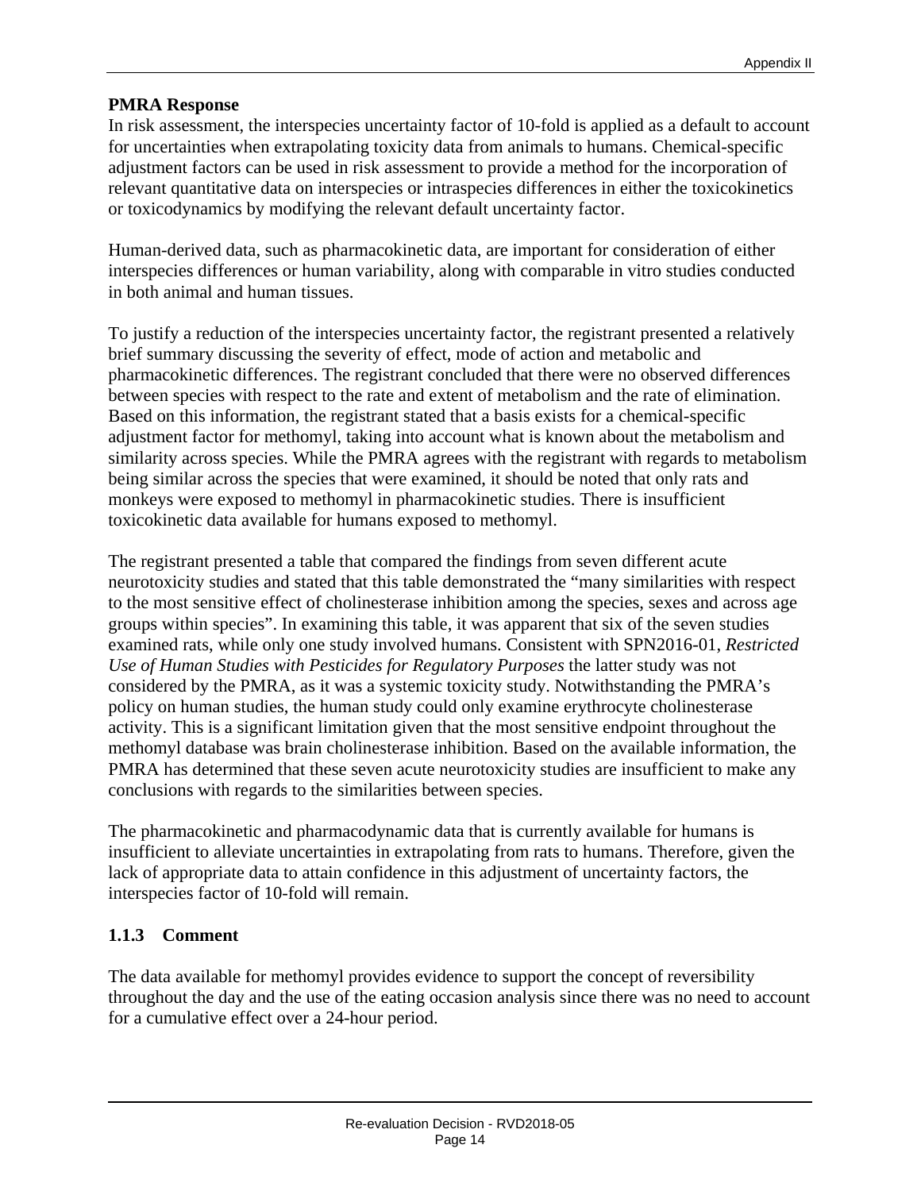**PMRA Response**

In risk assessment, the interspecies uncertainty factor of 10-fold is applied as a default to account for uncertainties when extrapolating toxicity data from animals to humans. Chemical-specific adjustment factors can be used in risk assessment to provide a method for the incorporation of relevant quantitative data on interspecies or intraspecies differences in either the toxicokinetics or toxicodynamics by modifying the relevant default uncertainty factor.

Human-derived data, such as pharmacokinetic data, are important for consideration of either interspecies differences or human variability, along with comparable in vitro studies conducted in both animal and human tissues.

To justify a reduction of the interspecies uncertainty factor, the registrant presented a relatively brief summary discussing the severity of effect, mode of action and metabolic and pharmacokinetic differences. The registrant concluded that there were no observed differences between species with respect to the rate and extent of metabolism and the rate of elimination. Based on this information, the registrant stated that a basis exists for a chemical-specific adjustment factor for methomyl, taking into account what is known about the metabolism and similarity across species. While the PMRA agrees with the registrant with regards to metabolism being similar across the species that were examined, it should be noted that only rats and monkeys were exposed to methomyl in pharmacokinetic studies. There is insufficient toxicokinetic data available for humans exposed to methomyl.

The registrant presented a table that compared the findings from seven different acute neurotoxicity studies and stated that this table demonstrated the "many similarities with respect to the most sensitive effect of cholinesterase inhibition among the species, sexes and across age groups within species". In examining this table, it was apparent that six of the seven studies examined rats, while only one study involved humans. Consistent with SPN2016-01, *Restricted Use of Human Studies with Pesticides for Regulatory Purposes* the latter study was not considered by the PMRA, as it was a systemic toxicity study. Notwithstanding the PMRA's policy on human studies, the human study could only examine erythrocyte cholinesterase activity. This is a significant limitation given that the most sensitive endpoint throughout the methomyl database was brain cholinesterase inhibition. Based on the available information, the PMRA has determined that these seven acute neurotoxicity studies are insufficient to make any conclusions with regards to the similarities between species.

The pharmacokinetic and pharmacodynamic data that is currently available for humans is insufficient to alleviate uncertainties in extrapolating from rats to humans. Therefore, given the lack of appropriate data to attain confidence in this adjustment of uncertainty factors, the interspecies factor of 10-fold will remain.

### 1.1.3 Comment

The data available for methomyl provides evidence to support the concept of reversibility throughout the day and the use of the eating occasion analysis since there was no need to account for a cumulative effect over a 24-hour period.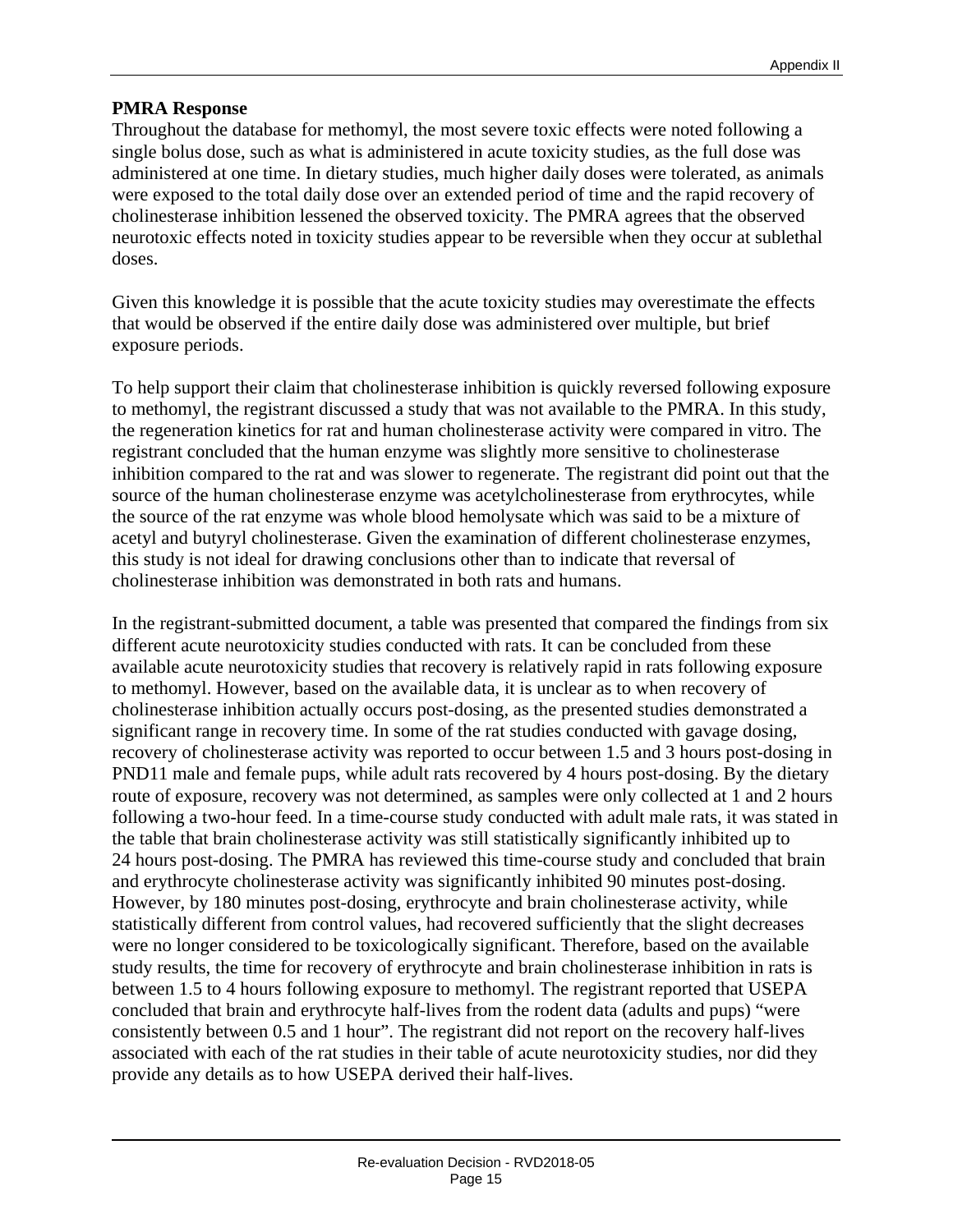**PMRA Response**

Throughout the database for methomyl, the most severe toxic effects were noted following a single bolus dose, such as what is administered in acute toxicity studies, as the full dose was administered at one time. In dietary studies, much higher daily doses were tolerated, as animals were exposed to the total daily dose over an extended period of time and the rapid recovery of cholinesterase inhibition lessened the observed toxicity. The PMRA agrees that the observed neurotoxic effects noted in toxicity studies appear to be reversible when they occur at sublethal doses.

Given this knowledge it is possible that the acute toxicity studies may overestimate the effects that would be observed if the entire daily dose was administered over multiple, but brief exposure periods.

To help support their claim that cholinesterase inhibition is quickly reversed following exposure to methomyl, the registrant discussed a study that was not available to the PMRA. In this study, the regeneration kinetics for rat and human cholinesterase activity were compared in vitro. The registrant concluded that the human enzyme was slightly more sensitive to cholinesterase inhibition compared to the rat and was slower to regenerate. The registrant did point out that the source of the human cholinesterase enzyme was acetylcholinesterase from erythrocytes, while the source of the rat enzyme was whole blood hemolysate which was said to be a mixture of acetyl and butyryl cholinesterase. Given the examination of different cholinesterase enzymes, this study is not ideal for drawing conclusions other than to indicate that reversal of cholinesterase inhibition was demonstrated in both rats and humans.

In the registrant-submitted document, a table was presented that compared the findings from six different acute neurotoxicity studies conducted with rats. It can be concluded from these available acute neurotoxicity studies that recovery is relatively rapid in rats following exposure to methomyl. However, based on the available data, it is unclear as to when recovery of cholinesterase inhibition actually occurs post-dosing, as the presented studies demonstrated a significant range in recovery time. In some of the rat studies conducted with gavage dosing, recovery of cholinesterase activity was reported to occur between 1.5 and 3 hours post-dosing in PND11 male and female pups, while adult rats recovered by 4 hours post-dosing. By the dietary route of exposure, recovery was not determined, as samples were only collected at 1 and 2 hours following a two-hour feed. In a time-course study conducted with adult male rats, it was stated in the table that brain cholinesterase activity was still statistically significantly inhibited up to 24 hours post-dosing. The PMRA has reviewed this time-course study and concluded that brain and erythrocyte cholinesterase activity was significantly inhibited 90 minutes post-dosing. However, by 180 minutes post-dosing, erythrocyte and brain cholinesterase activity, while statistically different from control values, had recovered sufficiently that the slight decreases were no longer considered to be toxicologically significant. Therefore, based on the available study results, the time for recovery of erythrocyte and brain cholinesterase inhibition in rats is between 1.5 to 4 hours following exposure to methomyl. The registrant reported that USEPA concluded that brain and erythrocyte half-lives from the rodent data (adults and pups) "were consistently between 0.5 and 1 hour". The registrant did not report on the recovery half-lives associated with each of the rat studies in their table of acute neurotoxicity studies, nor did they provide any details as to how USEPA derived their half-lives.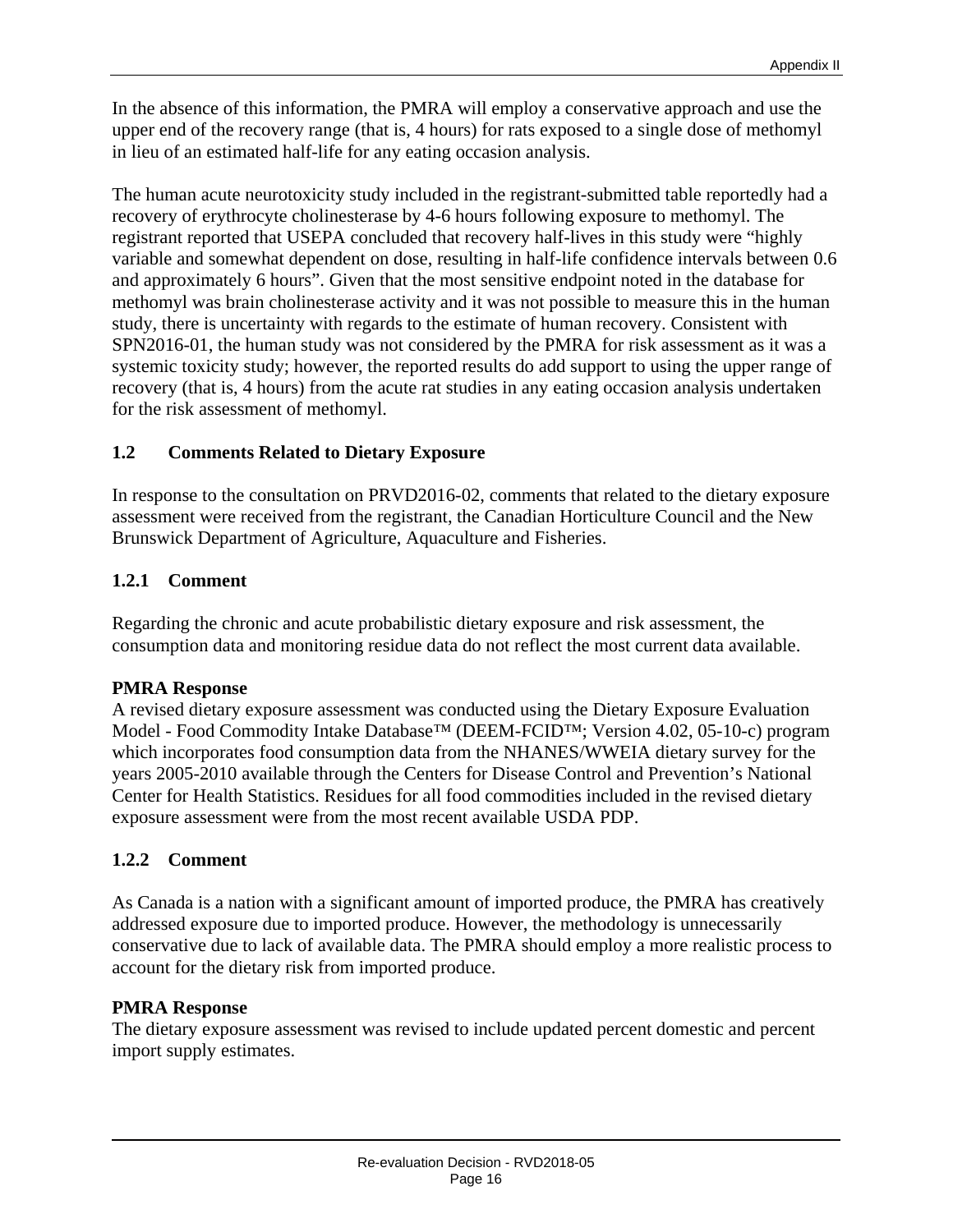In the absence of this information, the PMRA will employ a conservative approach and use the upper end of the recovery range (that is, 4 hours) for rats exposed to a single dose of methomyl in lieu of an estimated half-life for any eating occasion analysis.

The human acute neurotoxicity study included in the registrant-submitted table reportedly had a recovery of erythrocyte cholinesterase by 4-6 hours following exposure to methomyl. The registrant reported that USEPA concluded that recovery half-lives in this study were “highly variable and somewhat dependent on dose, resulting in half-life confidence intervals between 0.6 and approximately 6 hours”. Given that the most sensitive endpoint noted in the database for methomyl was brain cholinesterase activity and it was not possible to measure this in the human study, there is uncertainty with regards to the estimate of human recovery. Consistent with SPN2016-01, the human study was not considered by the PMRA for risk assessment as it was a systemic toxicity study; however, the reported results do add support to using the upper range of recovery (that is, 4 hours) from the acute rat studies in any eating occasion analysis undertaken for the risk assessment of methomyl.

### 1.2 Comments Related to Dietary Exposure

In response to the consultation on PRVD2016-02, comments that related to the dietary exposure assessment were received from the registrant, the Canadian Horticulture Council and the New Brunswick Department of Agriculture, Aquaculture and Fisheries.

#### 1.2.1 Comment

Regarding the chronic and acute probabilistic dietary exposure and risk assessment, the consumption data and monitoring residue data do not reflect the most current data available.

**PMRA Response**
A revised dietary exposure assessment was conducted using the Dietary Exposure Evaluation Model - Food Commodity Intake Database™ (DEEM-FCID™; Version 4.02, 05-10-c) program which incorporates food consumption data from the NHANES/WWEIA dietary survey for the years 2005-2010 available through the Centers for Disease Control and Prevention’s National Center for Health Statistics. Residues for all food commodities included in the revised dietary exposure assessment were from the most recent available USDA PDP.

#### 1.2.2 Comment

As Canada is a nation with a significant amount of imported produce, the PMRA has creatively addressed exposure due to imported produce. However, the methodology is unnecessarily conservative due to lack of available data. The PMRA should employ a more realistic process to account for the dietary risk from imported produce.

**PMRA Response**
The dietary exposure assessment was revised to include updated percent domestic and percent import supply estimates.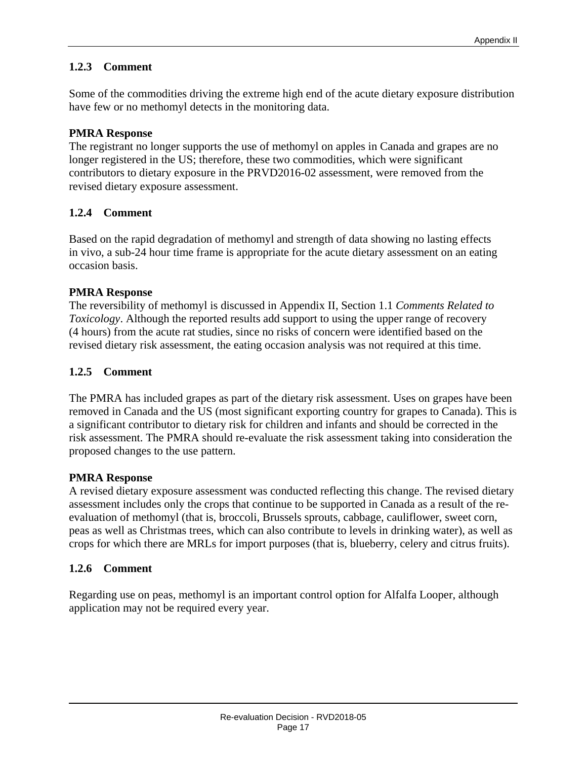### 1.2.3 Comment

Some of the commodities driving the extreme high end of the acute dietary exposure distribution have few or no methomyl detects in the monitoring data.

**PMRA Response**

The registrant no longer supports the use of methomyl on apples in Canada and grapes are no longer registered in the US; therefore, these two commodities, which were significant contributors to dietary exposure in the PRVD2016-02 assessment, were removed from the revised dietary exposure assessment.

### 1.2.4 Comment

Based on the rapid degradation of methomyl and strength of data showing no lasting effects in vivo, a sub-24 hour time frame is appropriate for the acute dietary assessment on an eating occasion basis.

**PMRA Response**

The reversibility of methomyl is discussed in Appendix II, Section 1.1 *Comments Related to Toxicology*. Although the reported results add support to using the upper range of recovery (4 hours) from the acute rat studies, since no risks of concern were identified based on the revised dietary risk assessment, the eating occasion analysis was not required at this time.

### 1.2.5 Comment

The PMRA has included grapes as part of the dietary risk assessment. Uses on grapes have been removed in Canada and the US (most significant exporting country for grapes to Canada). This is a significant contributor to dietary risk for children and infants and should be corrected in the risk assessment. The PMRA should re-evaluate the risk assessment taking into consideration the proposed changes to the use pattern.

**PMRA Response**

A revised dietary exposure assessment was conducted reflecting this change. The revised dietary assessment includes only the crops that continue to be supported in Canada as a result of the re-evaluation of methomyl (that is, broccoli, Brussels sprouts, cabbage, cauliflower, sweet corn, peas as well as Christmas trees, which can also contribute to levels in drinking water), as well as crops for which there are MRLs for import purposes (that is, blueberry, celery and citrus fruits).

### 1.2.6 Comment

Regarding use on peas, methomyl is an important control option for Alfalfa Looper, although application may not be required every year.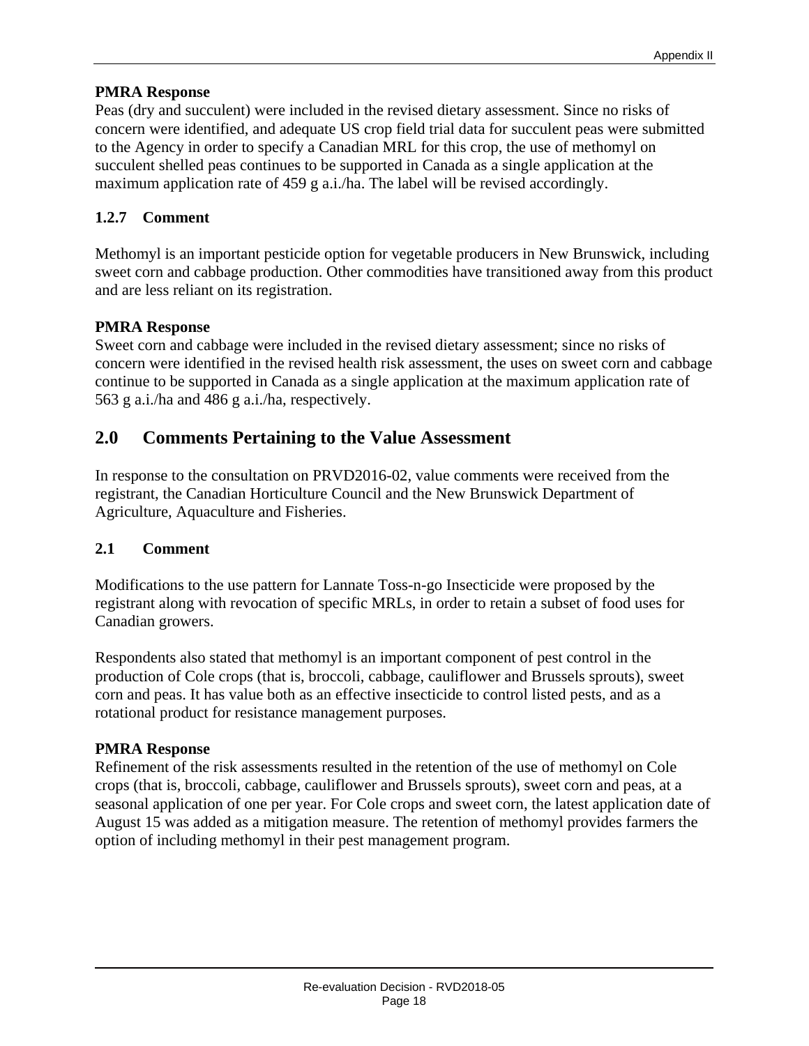**PMRA Response**

Peas (dry and succulent) were included in the revised dietary assessment. Since no risks of concern were identified, and adequate US crop field trial data for succulent peas were submitted to the Agency in order to specify a Canadian MRL for this crop, the use of methomyl on succulent shelled peas continues to be supported in Canada as a single application at the maximum application rate of 459 g a.i./ha. The label will be revised accordingly.

### 1.2.7 Comment

Methomyl is an important pesticide option for vegetable producers in New Brunswick, including sweet corn and cabbage production. Other commodities have transitioned away from this product and are less reliant on its registration.

**PMRA Response**

Sweet corn and cabbage were included in the revised dietary assessment; since no risks of concern were identified in the revised health risk assessment, the uses on sweet corn and cabbage continue to be supported in Canada as a single application at the maximum application rate of 563 g a.i./ha and 486 g a.i./ha, respectively.

## 2.0 Comments Pertaining to the Value Assessment

In response to the consultation on PRVD2016-02, value comments were received from the registrant, the Canadian Horticulture Council and the New Brunswick Department of Agriculture, Aquaculture and Fisheries.

### 2.1 Comment

Modifications to the use pattern for Lannate Toss-n-go Insecticide were proposed by the registrant along with revocation of specific MRLs, in order to retain a subset of food uses for Canadian growers.

Respondents also stated that methomyl is an important component of pest control in the production of Cole crops (that is, broccoli, cabbage, cauliflower and Brussels sprouts), sweet corn and peas. It has value both as an effective insecticide to control listed pests, and as a rotational product for resistance management purposes.

**PMRA Response**

Refinement of the risk assessments resulted in the retention of the use of methomyl on Cole crops (that is, broccoli, cabbage, cauliflower and Brussels sprouts), sweet corn and peas, at a seasonal application of one per year. For Cole crops and sweet corn, the latest application date of August 15 was added as a mitigation measure. The retention of methomyl provides farmers the option of including methomyl in their pest management program.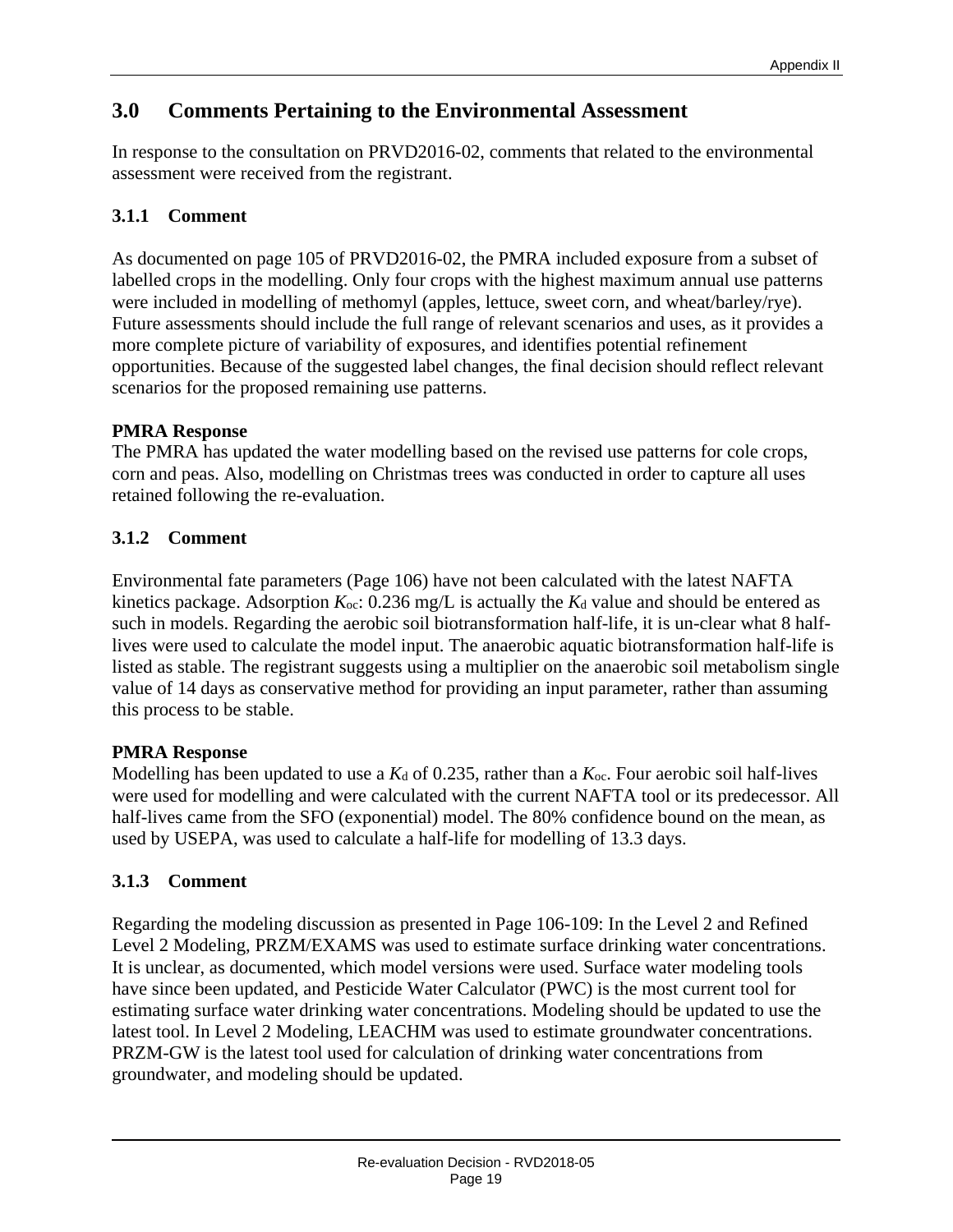## 3.0 Comments Pertaining to the Environmental Assessment

In response to the consultation on PRVD2016-02, comments that related to the environmental assessment were received from the registrant.

### 3.1.1 Comment

As documented on page 105 of PRVD2016-02, the PMRA included exposure from a subset of labelled crops in the modelling. Only four crops with the highest maximum annual use patterns were included in modelling of methomyl (apples, lettuce, sweet corn, and wheat/barley/rye). Future assessments should include the full range of relevant scenarios and uses, as it provides a more complete picture of variability of exposures, and identifies potential refinement opportunities. Because of the suggested label changes, the final decision should reflect relevant scenarios for the proposed remaining use patterns.

**PMRA Response**
The PMRA has updated the water modelling based on the revised use patterns for cole crops, corn and peas. Also, modelling on Christmas trees was conducted in order to capture all uses retained following the re-evaluation.

### 3.1.2 Comment

Environmental fate parameters (Page 106) have not been calculated with the latest NAFTA kinetics package. Adsorption $K_{oc}$: 0.236 mg/L is actually the $K_d$ value and should be entered as such in models. Regarding the aerobic soil biotransformation half-life, it is un-clear what 8 half-lives were used to calculate the model input. The anaerobic aquatic biotransformation half-life is listed as stable. The registrant suggests using a multiplier on the anaerobic soil metabolism single value of 14 days as conservative method for providing an input parameter, rather than assuming this process to be stable.

**PMRA Response**
Modelling has been updated to use a $K_d$ of 0.235, rather than a $K_{oc}$. Four aerobic soil half-lives were used for modelling and were calculated with the current NAFTA tool or its predecessor. All half-lives came from the SFO (exponential) model. The 80% confidence bound on the mean, as used by USEPA, was used to calculate a half-life for modelling of 13.3 days.

### 3.1.3 Comment

Regarding the modeling discussion as presented in Page 106-109: In the Level 2 and Refined Level 2 Modeling, PRZM/EXAMS was used to estimate surface drinking water concentrations. It is unclear, as documented, which model versions were used. Surface water modeling tools have since been updated, and Pesticide Water Calculator (PWC) is the most current tool for estimating surface water drinking water concentrations. Modeling should be updated to use the latest tool. In Level 2 Modeling, LEACHM was used to estimate groundwater concentrations. PRZM-GW is the latest tool used for calculation of drinking water concentrations from groundwater, and modeling should be updated.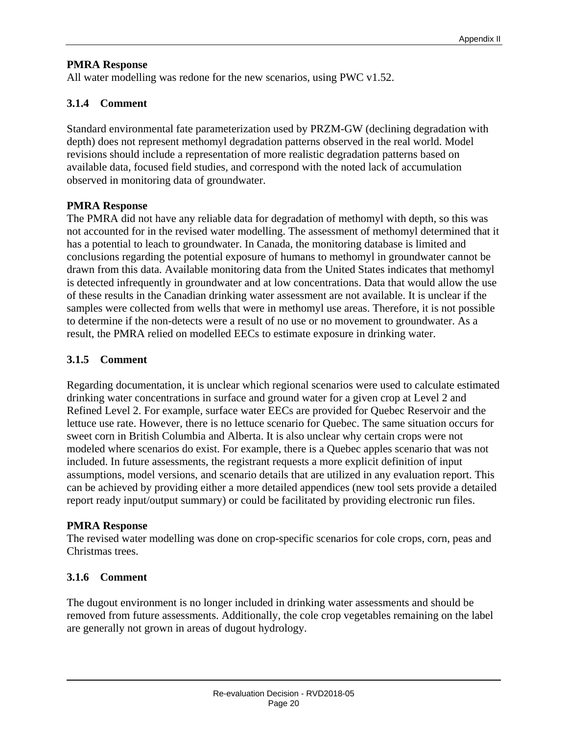**PMRA Response**
All water modelling was redone for the new scenarios, using PWC v1.52.

### 3.1.4 Comment

Standard environmental fate parameterization used by PRZM-GW (declining degradation with depth) does not represent methomyl degradation patterns observed in the real world. Model revisions should include a representation of more realistic degradation patterns based on available data, focused field studies, and correspond with the noted lack of accumulation observed in monitoring data of groundwater.

**PMRA Response**
The PMRA did not have any reliable data for degradation of methomyl with depth, so this was not accounted for in the revised water modelling. The assessment of methomyl determined that it has a potential to leach to groundwater. In Canada, the monitoring database is limited and conclusions regarding the potential exposure of humans to methomyl in groundwater cannot be drawn from this data. Available monitoring data from the United States indicates that methomyl is detected infrequently in groundwater and at low concentrations. Data that would allow the use of these results in the Canadian drinking water assessment are not available. It is unclear if the samples were collected from wells that were in methomyl use areas. Therefore, it is not possible to determine if the non-detects were a result of no use or no movement to groundwater. As a result, the PMRA relied on modelled EECs to estimate exposure in drinking water.

### 3.1.5 Comment

Regarding documentation, it is unclear which regional scenarios were used to calculate estimated drinking water concentrations in surface and ground water for a given crop at Level 2 and Refined Level 2. For example, surface water EECs are provided for Quebec Reservoir and the lettuce use rate. However, there is no lettuce scenario for Quebec. The same situation occurs for sweet corn in British Columbia and Alberta. It is also unclear why certain crops were not modeled where scenarios do exist. For example, there is a Quebec apples scenario that was not included. In future assessments, the registrant requests a more explicit definition of input assumptions, model versions, and scenario details that are utilized in any evaluation report. This can be achieved by providing either a more detailed appendices (new tool sets provide a detailed report ready input/output summary) or could be facilitated by providing electronic run files.

**PMRA Response**
The revised water modelling was done on crop-specific scenarios for cole crops, corn, peas and Christmas trees.

### 3.1.6 Comment

The dugout environment is no longer included in drinking water assessments and should be removed from future assessments. Additionally, the cole crop vegetables remaining on the label are generally not grown in areas of dugout hydrology.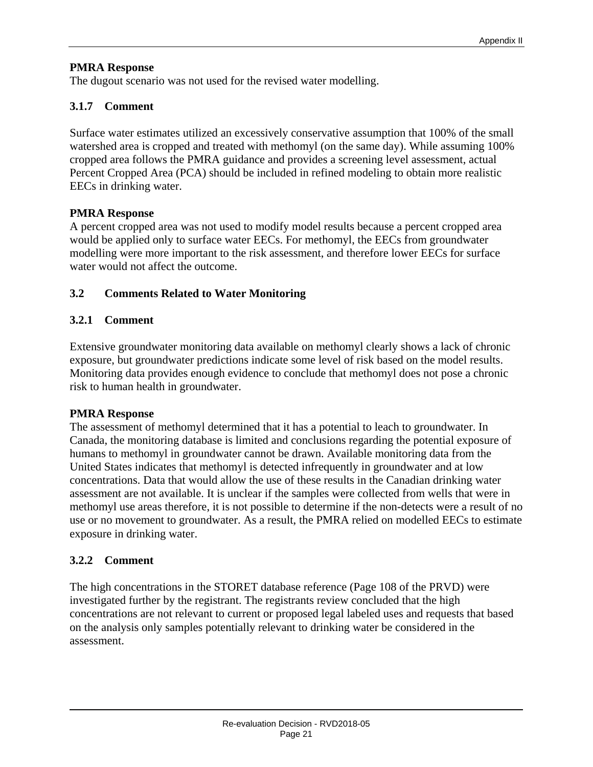**PMRA Response**
The dugout scenario was not used for the revised water modelling.

### 3.1.7 Comment

Surface water estimates utilized an excessively conservative assumption that 100% of the small watershed area is cropped and treated with methomyl (on the same day). While assuming 100% cropped area follows the PMRA guidance and provides a screening level assessment, actual Percent Cropped Area (PCA) should be included in refined modeling to obtain more realistic EECs in drinking water.

**PMRA Response**
A percent cropped area was not used to modify model results because a percent cropped area would be applied only to surface water EECs. For methomyl, the EECs from groundwater modelling were more important to the risk assessment, and therefore lower EECs for surface water would not affect the outcome.

## 3.2 Comments Related to Water Monitoring

### 3.2.1 Comment

Extensive groundwater monitoring data available on methomyl clearly shows a lack of chronic exposure, but groundwater predictions indicate some level of risk based on the model results. Monitoring data provides enough evidence to conclude that methomyl does not pose a chronic risk to human health in groundwater.

**PMRA Response**
The assessment of methomyl determined that it has a potential to leach to groundwater. In Canada, the monitoring database is limited and conclusions regarding the potential exposure of humans to methomyl in groundwater cannot be drawn. Available monitoring data from the United States indicates that methomyl is detected infrequently in groundwater and at low concentrations. Data that would allow the use of these results in the Canadian drinking water assessment are not available. It is unclear if the samples were collected from wells that were in methomyl use areas therefore, it is not possible to determine if the non-detects were a result of no use or no movement to groundwater. As a result, the PMRA relied on modelled EECs to estimate exposure in drinking water.

### 3.2.2 Comment

The high concentrations in the STORET database reference (Page 108 of the PRVD) were investigated further by the registrant. The registrants review concluded that the high concentrations are not relevant to current or proposed legal labeled uses and requests that based on the analysis only samples potentially relevant to drinking water be considered in the assessment.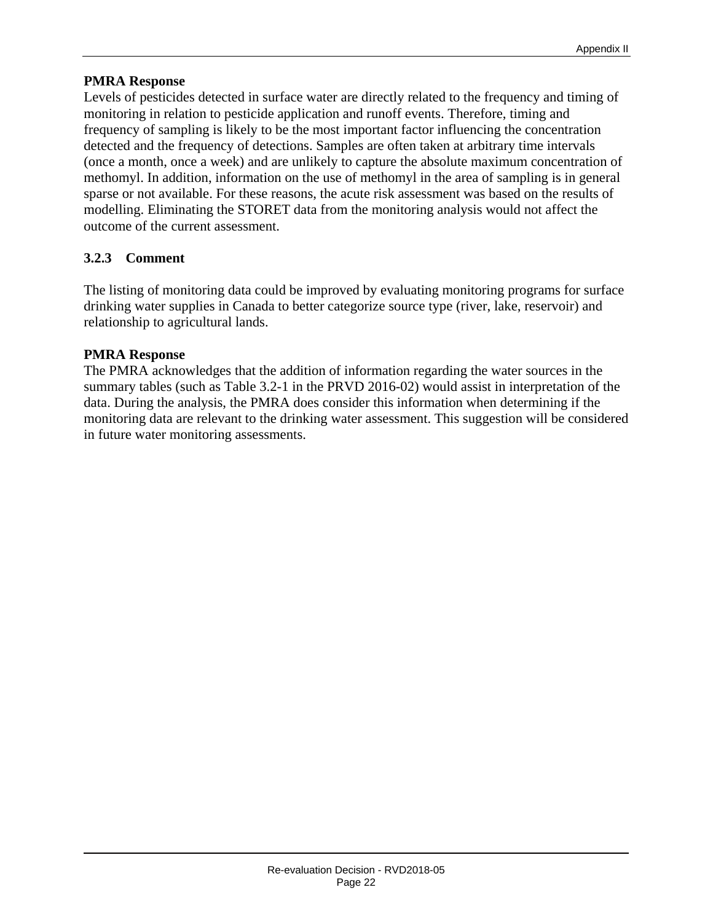**PMRA Response**

Levels of pesticides detected in surface water are directly related to the frequency and timing of monitoring in relation to pesticide application and runoff events. Therefore, timing and frequency of sampling is likely to be the most important factor influencing the concentration detected and the frequency of detections. Samples are often taken at arbitrary time intervals (once a month, once a week) and are unlikely to capture the absolute maximum concentration of methomyl. In addition, information on the use of methomyl in the area of sampling is in general sparse or not available. For these reasons, the acute risk assessment was based on the results of modelling. Eliminating the STORET data from the monitoring analysis would not affect the outcome of the current assessment.

### 3.2.3 Comment

The listing of monitoring data could be improved by evaluating monitoring programs for surface drinking water supplies in Canada to better categorize source type (river, lake, reservoir) and relationship to agricultural lands.

**PMRA Response**

The PMRA acknowledges that the addition of information regarding the water sources in the summary tables (such as Table 3.2-1 in the PRVD 2016-02) would assist in interpretation of the data. During the analysis, the PMRA does consider this information when determining if the monitoring data are relevant to the drinking water assessment. This suggestion will be considered in future water monitoring assessments.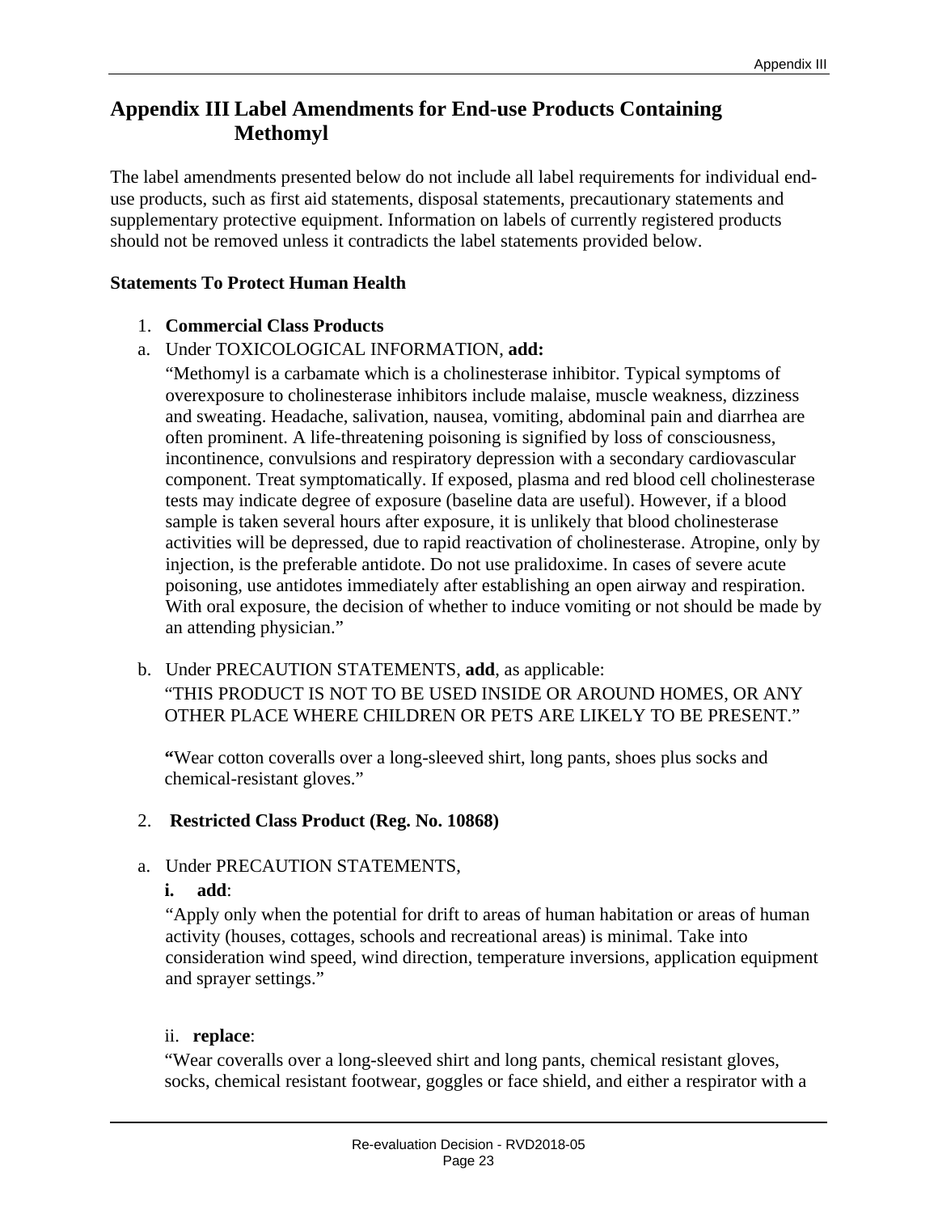# Appendix III Label Amendments for End-use Products Containing Methomyl

The label amendments presented below do not include all label requirements for individual end-use products, such as first aid statements, disposal statements, precautionary statements and supplementary protective equipment. Information on labels of currently registered products should not be removed unless it contradicts the label statements provided below.

**Statements To Protect Human Health**

1. **Commercial Class Products**

a. Under TOXICOLOGICAL INFORMATION, **add:**

"Methomyl is a carbamate which is a cholinesterase inhibitor. Typical symptoms of overexposure to cholinesterase inhibitors include malaise, muscle weakness, dizziness and sweating. Headache, salivation, nausea, vomiting, abdominal pain and diarrhea are often prominent. A life-threatening poisoning is signified by loss of consciousness, incontinence, convulsions and respiratory depression with a secondary cardiovascular component. Treat symptomatically. If exposed, plasma and red blood cell cholinesterase tests may indicate degree of exposure (baseline data are useful). However, if a blood sample is taken several hours after exposure, it is unlikely that blood cholinesterase activities will be depressed, due to rapid reactivation of cholinesterase. Atropine, only by injection, is the preferable antidote. Do not use pralidoxime. In cases of severe acute poisoning, use antidotes immediately after establishing an open airway and respiration. With oral exposure, the decision of whether to induce vomiting or not should be made by an attending physician."

b. Under PRECAUTION STATEMENTS, **add**, as applicable:

"THIS PRODUCT IS NOT TO BE USED INSIDE OR AROUND HOMES, OR ANY OTHER PLACE WHERE CHILDREN OR PETS ARE LIKELY TO BE PRESENT."

**"**Wear cotton coveralls over a long-sleeved shirt, long pants, shoes plus socks and chemical-resistant gloves."

2. **Restricted Class Product (Reg. No. 10868)**

a. Under PRECAUTION STATEMENTS,

**i. add**:

"Apply only when the potential for drift to areas of human habitation or areas of human activity (houses, cottages, schools and recreational areas) is minimal. Take into consideration wind speed, wind direction, temperature inversions, application equipment and sprayer settings."

ii. **replace**:

"Wear coveralls over a long-sleeved shirt and long pants, chemical resistant gloves, socks, chemical resistant footwear, goggles or face shield, and either a respirator with a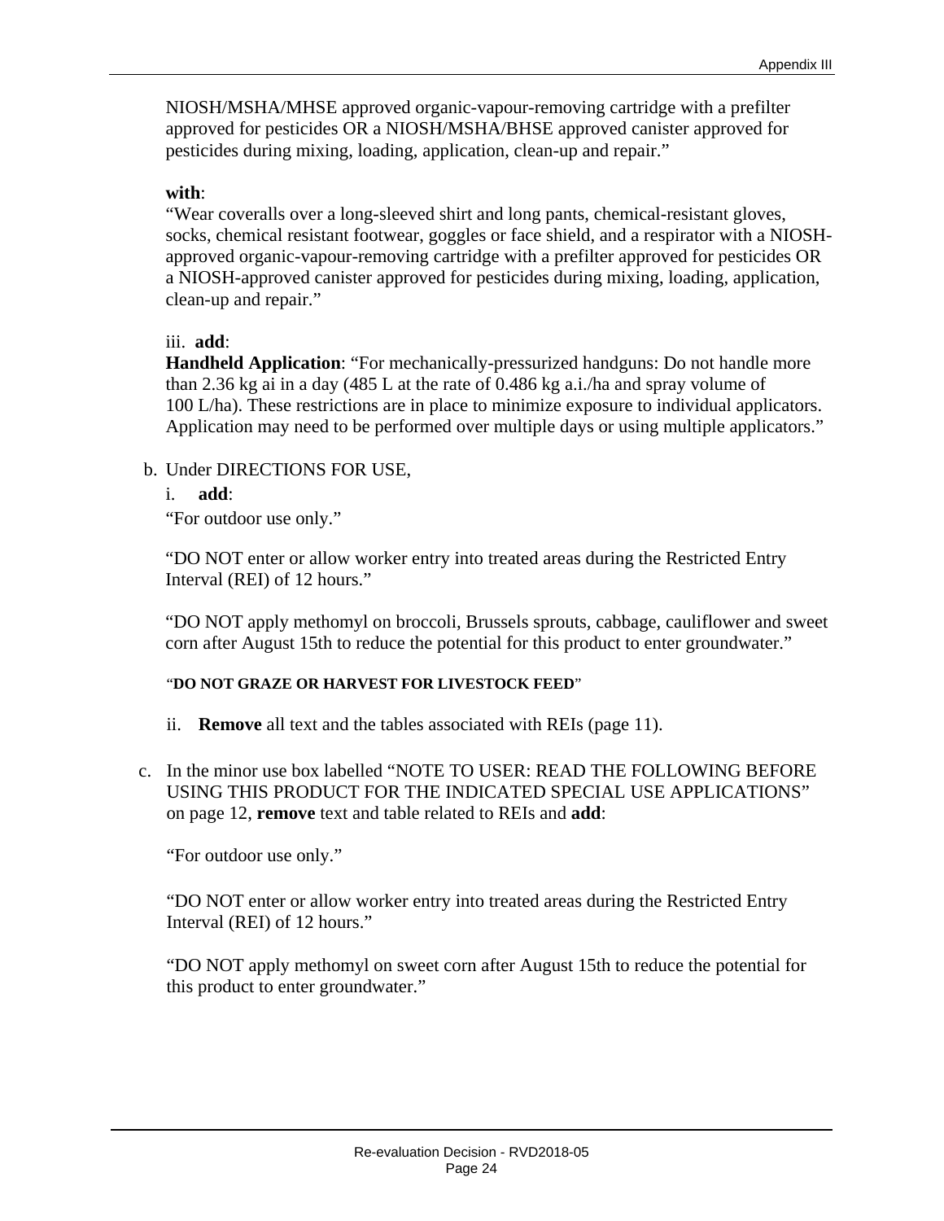NIOSH/MSHA/MHSE approved organic-vapour-removing cartridge with a prefilter approved for pesticides OR a NIOSH/MSHA/BHSE approved canister approved for pesticides during mixing, loading, application, clean-up and repair."

**with**:
"Wear coveralls over a long-sleeved shirt and long pants, chemical-resistant gloves, socks, chemical resistant footwear, goggles or face shield, and a respirator with a NIOSH-approved organic-vapour-removing cartridge with a prefilter approved for pesticides OR a NIOSH-approved canister approved for pesticides during mixing, loading, application, clean-up and repair."

iii. **add**:
**Handheld Application**: "For mechanically-pressurized handguns: Do not handle more than 2.36 kg ai in a day (485 L at the rate of 0.486 kg a.i./ha and spray volume of 100 L/ha). These restrictions are in place to minimize exposure to individual applicators. Application may need to be performed over multiple days or using multiple applicators."

b. Under DIRECTIONS FOR USE,

   i. **add**:

   "For outdoor use only."

   "DO NOT enter or allow worker entry into treated areas during the Restricted Entry Interval (REI) of 12 hours."

   "DO NOT apply methomyl on broccoli, Brussels sprouts, cabbage, cauliflower and sweet corn after August 15th to reduce the potential for this product to enter groundwater."

   "**DO NOT GRAZE OR HARVEST FOR LIVESTOCK FEED**"

   ii. **Remove** all text and the tables associated with REIs (page 11).

c. In the minor use box labelled "NOTE TO USER: READ THE FOLLOWING BEFORE USING THIS PRODUCT FOR THE INDICATED SPECIAL USE APPLICATIONS" on page 12, **remove** text and table related to REIs and **add**:

   "For outdoor use only."

   "DO NOT enter or allow worker entry into treated areas during the Restricted Entry Interval (REI) of 12 hours."

   "DO NOT apply methomyl on sweet corn after August 15th to reduce the potential for this product to enter groundwater."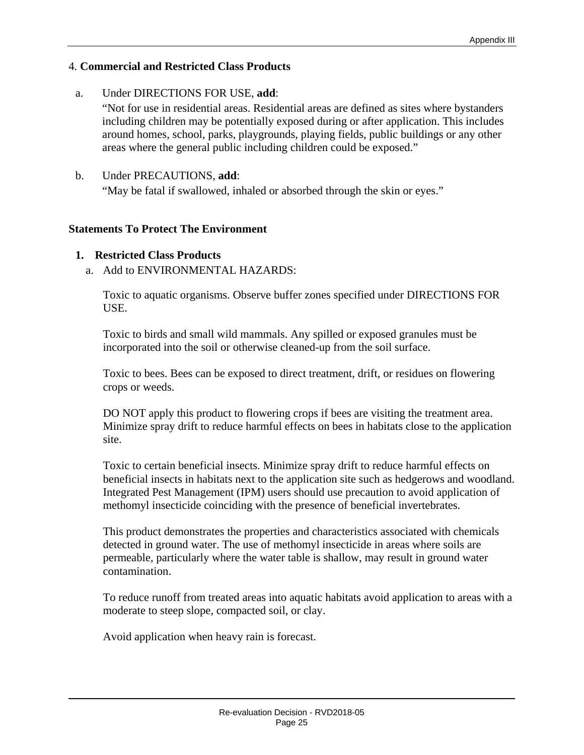4. **Commercial and Restricted Class Products**

a. Under DIRECTIONS FOR USE, **add**:

"Not for use in residential areas. Residential areas are defined as sites where bystanders including children may be potentially exposed during or after application. This includes around homes, school, parks, playgrounds, playing fields, public buildings or any other areas where the general public including children could be exposed."

b. Under PRECAUTIONS, **add**:

"May be fatal if swallowed, inhaled or absorbed through the skin or eyes."

**Statements To Protect The Environment**

1. **Restricted Class Products**

   a. Add to ENVIRONMENTAL HAZARDS:

   Toxic to aquatic organisms. Observe buffer zones specified under DIRECTIONS FOR USE.

   Toxic to birds and small wild mammals. Any spilled or exposed granules must be incorporated into the soil or otherwise cleaned-up from the soil surface.

   Toxic to bees. Bees can be exposed to direct treatment, drift, or residues on flowering crops or weeds.

   DO NOT apply this product to flowering crops if bees are visiting the treatment area. Minimize spray drift to reduce harmful effects on bees in habitats close to the application site.

   Toxic to certain beneficial insects. Minimize spray drift to reduce harmful effects on beneficial insects in habitats next to the application site such as hedgerows and woodland. Integrated Pest Management (IPM) users should use precaution to avoid application of methomyl insecticide coinciding with the presence of beneficial invertebrates.

   This product demonstrates the properties and characteristics associated with chemicals detected in ground water. The use of methomyl insecticide in areas where soils are permeable, particularly where the water table is shallow, may result in ground water contamination.

   To reduce runoff from treated areas into aquatic habitats avoid application to areas with a moderate to steep slope, compacted soil, or clay.

   Avoid application when heavy rain is forecast.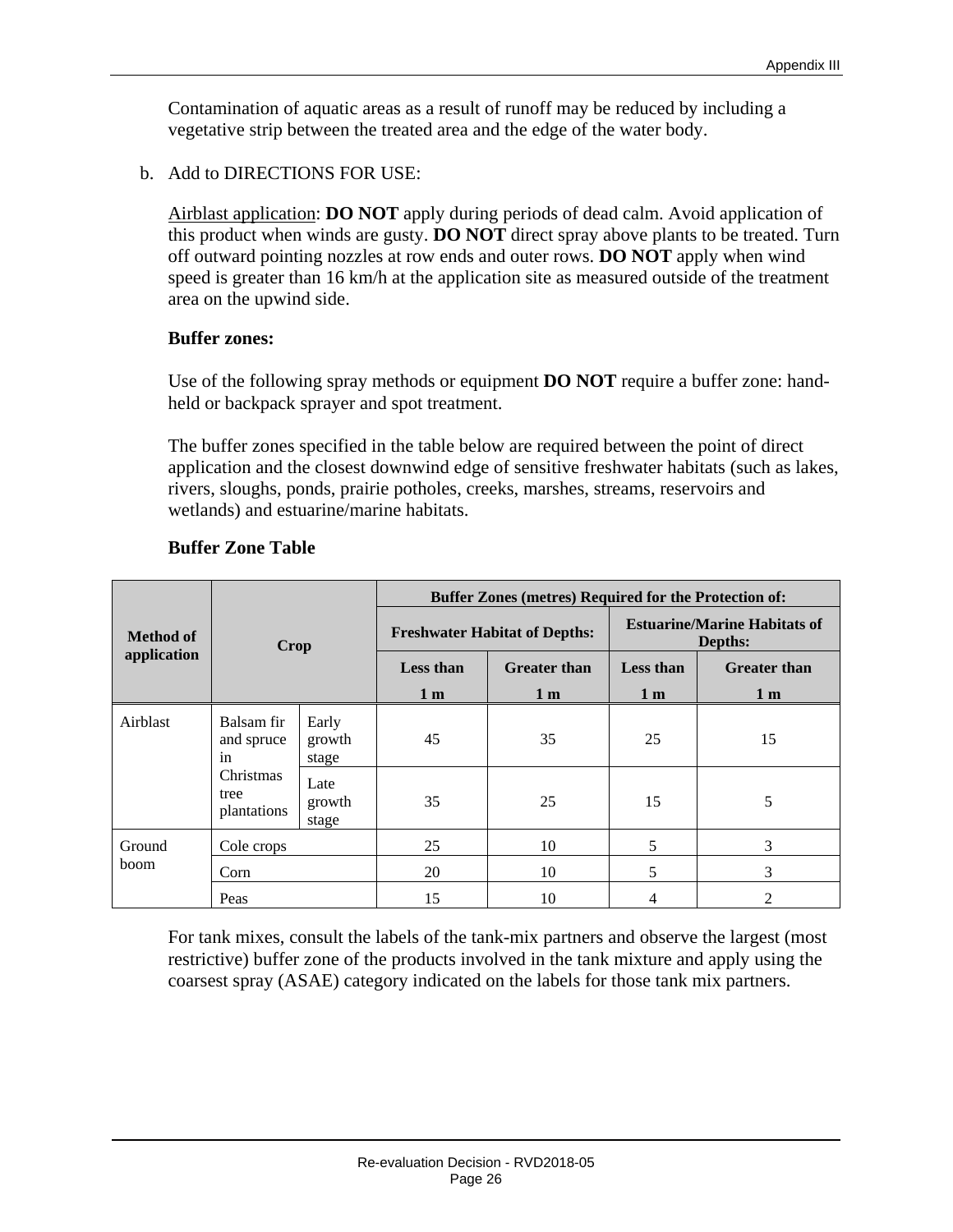Contamination of aquatic areas as a result of runoff may be reduced by including a vegetative strip between the treated area and the edge of the water body.

b. Add to DIRECTIONS FOR USE:

<u>Airblast application</u>: **DO NOT** apply during periods of dead calm. Avoid application of this product when winds are gusty. **DO NOT** direct spray above plants to be treated. Turn off outward pointing nozzles at row ends and outer rows. **DO NOT** apply when wind speed is greater than 16 km/h at the application site as measured outside of the treatment area on the upwind side.

**Buffer zones:**

Use of the following spray methods or equipment **DO NOT** require a buffer zone: hand-held or backpack sprayer and spot treatment.

The buffer zones specified in the table below are required between the point of direct application and the closest downwind edge of sensitive freshwater habitats (such as lakes, rivers, sloughs, ponds, prairie potholes, creeks, marshes, streams, reservoirs and wetlands) and estuarine/marine habitats.

**Buffer Zone Table**

| Method of application | Crop | | Buffer Zones (metres) Required for the Protection of: | | | |
|---|---|---|---|---|---|---|
| | | | Freshwater Habitat of Depths: | | Estuarine/Marine Habitats of Depths: | |
| | | | Less than 1 m | Greater than 1 m | Less than 1 m | Greater than 1 m |
| Airblast | Balsam fir and spruce in Christmas tree plantations | Early growth stage | 45 | 35 | 25 | 15 |
| | | Late growth stage | 35 | 25 | 15 | 5 |
| Ground boom | Cole crops | | 25 | 10 | 5 | 3 |
| | Corn | | 20 | 10 | 5 | 3 |
| | Peas | | 15 | 10 | 4 | 2 |

For tank mixes, consult the labels of the tank-mix partners and observe the largest (most restrictive) buffer zone of the products involved in the tank mixture and apply using the coarsest spray (ASAE) category indicated on the labels for those tank mix partners.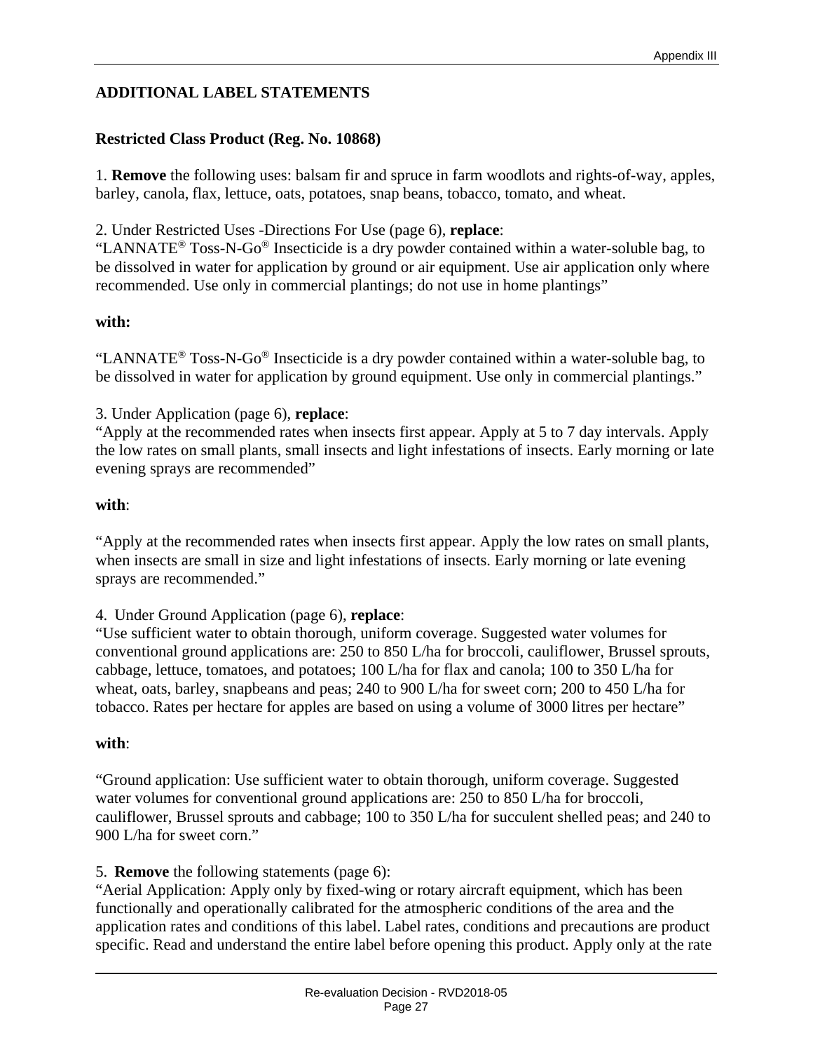## ADDITIONAL LABEL STATEMENTS

### Restricted Class Product (Reg. No. 10868)

1. **Remove** the following uses: balsam fir and spruce in farm woodlots and rights-of-way, apples, barley, canola, flax, lettuce, oats, potatoes, snap beans, tobacco, tomato, and wheat.

2. Under Restricted Uses -Directions For Use (page 6), **replace**:
"LANNATE® Toss-N-Go® Insecticide is a dry powder contained within a water-soluble bag, to be dissolved in water for application by ground or air equipment. Use air application only where recommended. Use only in commercial plantings; do not use in home plantings"

**with:**

"LANNATE® Toss-N-Go® Insecticide is a dry powder contained within a water-soluble bag, to be dissolved in water for application by ground equipment. Use only in commercial plantings."

3. Under Application (page 6), **replace**:
"Apply at the recommended rates when insects first appear. Apply at 5 to 7 day intervals. Apply the low rates on small plants, small insects and light infestations of insects. Early morning or late evening sprays are recommended"

**with**:

"Apply at the recommended rates when insects first appear. Apply the low rates on small plants, when insects are small in size and light infestations of insects. Early morning or late evening sprays are recommended."

4. Under Ground Application (page 6), **replace**:
"Use sufficient water to obtain thorough, uniform coverage. Suggested water volumes for conventional ground applications are: 250 to 850 L/ha for broccoli, cauliflower, Brussel sprouts, cabbage, lettuce, tomatoes, and potatoes; 100 L/ha for flax and canola; 100 to 350 L/ha for wheat, oats, barley, snapbeans and peas; 240 to 900 L/ha for sweet corn; 200 to 450 L/ha for tobacco. Rates per hectare for apples are based on using a volume of 3000 litres per hectare"

**with**:

"Ground application: Use sufficient water to obtain thorough, uniform coverage. Suggested water volumes for conventional ground applications are: 250 to 850 L/ha for broccoli, cauliflower, Brussel sprouts and cabbage; 100 to 350 L/ha for succulent shelled peas; and 240 to 900 L/ha for sweet corn."

5. **Remove** the following statements (page 6):
"Aerial Application: Apply only by fixed-wing or rotary aircraft equipment, which has been functionally and operationally calibrated for the atmospheric conditions of the area and the application rates and conditions of this label. Label rates, conditions and precautions are product specific. Read and understand the entire label before opening this product. Apply only at the rate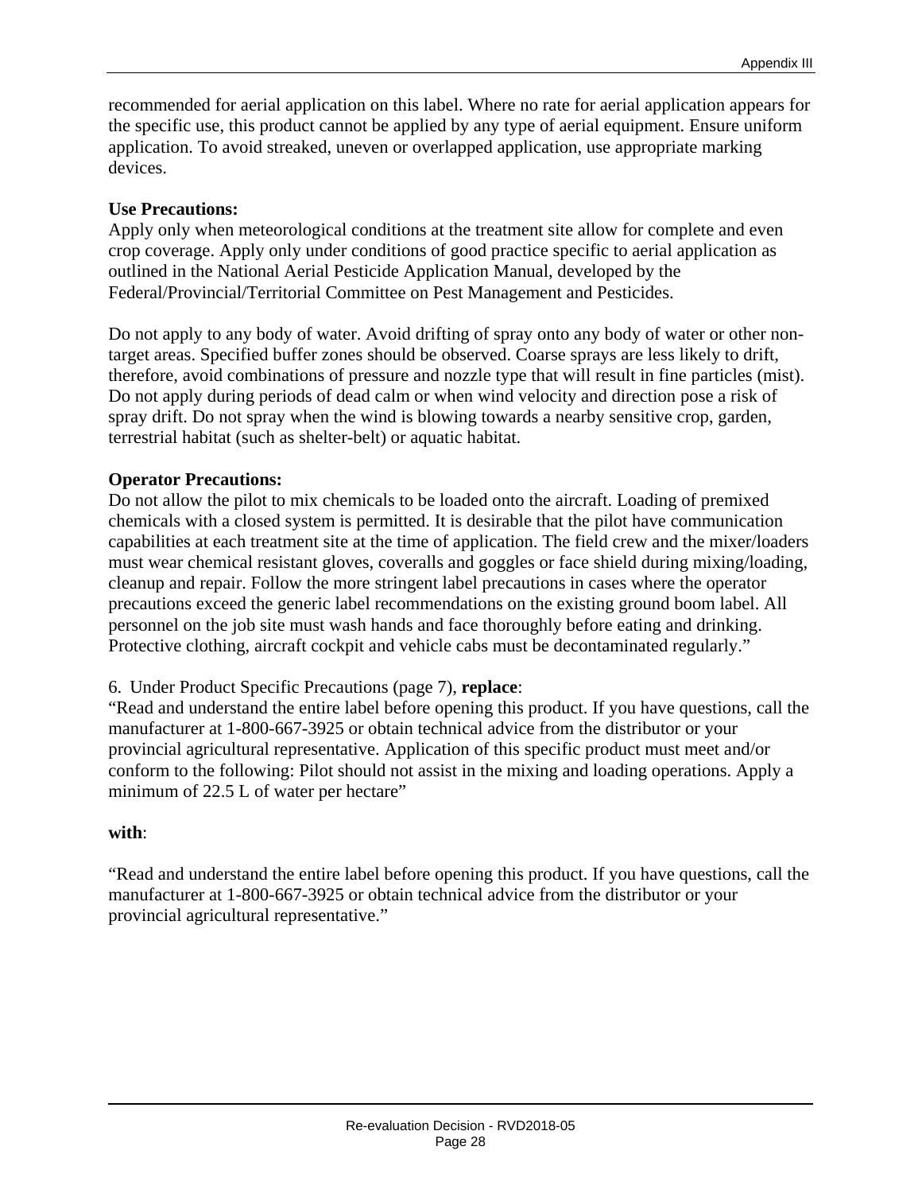recommended for aerial application on this label. Where no rate for aerial application appears for the specific use, this product cannot be applied by any type of aerial equipment. Ensure uniform application. To avoid streaked, uneven or overlapped application, use appropriate marking devices.

**Use Precautions:**
Apply only when meteorological conditions at the treatment site allow for complete and even crop coverage. Apply only under conditions of good practice specific to aerial application as outlined in the National Aerial Pesticide Application Manual, developed by the Federal/Provincial/Territorial Committee on Pest Management and Pesticides.

Do not apply to any body of water. Avoid drifting of spray onto any body of water or other non-target areas. Specified buffer zones should be observed. Coarse sprays are less likely to drift, therefore, avoid combinations of pressure and nozzle type that will result in fine particles (mist). Do not apply during periods of dead calm or when wind velocity and direction pose a risk of spray drift. Do not spray when the wind is blowing towards a nearby sensitive crop, garden, terrestrial habitat (such as shelter-belt) or aquatic habitat.

**Operator Precautions:**
Do not allow the pilot to mix chemicals to be loaded onto the aircraft. Loading of premixed chemicals with a closed system is permitted. It is desirable that the pilot have communication capabilities at each treatment site at the time of application. The field crew and the mixer/loaders must wear chemical resistant gloves, coveralls and goggles or face shield during mixing/loading, cleanup and repair. Follow the more stringent label precautions in cases where the operator precautions exceed the generic label recommendations on the existing ground boom label. All personnel on the job site must wash hands and face thoroughly before eating and drinking. Protective clothing, aircraft cockpit and vehicle cabs must be decontaminated regularly."

6. Under Product Specific Precautions (page 7), **replace**:
"Read and understand the entire label before opening this product. If you have questions, call the manufacturer at 1-800-667-3925 or obtain technical advice from the distributor or your provincial agricultural representative. Application of this specific product must meet and/or conform to the following: Pilot should not assist in the mixing and loading operations. Apply a minimum of 22.5 L of water per hectare"

**with**:

"Read and understand the entire label before opening this product. If you have questions, call the manufacturer at 1-800-667-3925 or obtain technical advice from the distributor or your provincial agricultural representative."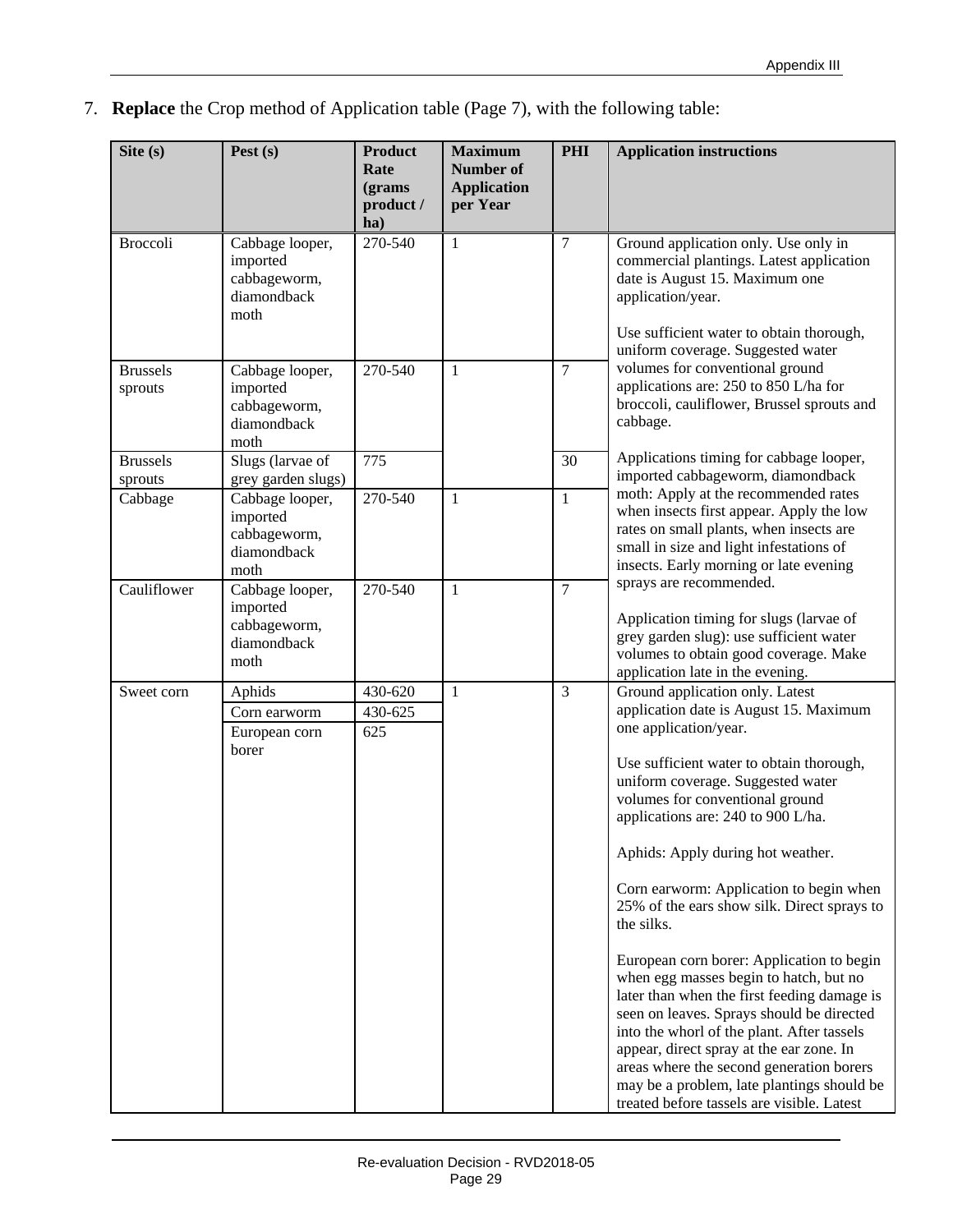7. **Replace** the Crop method of Application table (Page 7), with the following table:

| Site (s) | Pest (s) | Product Rate (grams product / ha) | Maximum Number of Application per Year | PHI | Application instructions |
|---|---|---|---|---|---|
| Broccoli | Cabbage looper, imported cabbageworm, diamondback moth | 270-540 | 1 | 7 | Ground application only. Use only in commercial plantings. Latest application date is August 15. Maximum one application/year.<br><br>Use sufficient water to obtain thorough, uniform coverage. Suggested water volumes for conventional ground applications are: 250 to 850 L/ha for broccoli, cauliflower, Brussel sprouts and cabbage.<br><br>Applications timing for cabbage looper, imported cabbageworm, diamondback moth: Apply at the recommended rates when insects first appear. Apply the low rates on small plants, when insects are small in size and light infestations of insects. Early morning or late evening sprays are recommended.<br><br>Application timing for slugs (larvae of grey garden slug): use sufficient water volumes to obtain good coverage. Make application late in the evening. |
| Brussels sprouts | Cabbage looper, imported cabbageworm, diamondback moth | 270-540 | 1 | 7 | |
| Brussels sprouts | Slugs (larvae of grey garden slugs) | 775 | | 30 | |
| Cabbage | Cabbage looper, imported cabbageworm, diamondback moth | 270-540 | 1 | 1 | |
| Cauliflower | Cabbage looper, imported cabbageworm, diamondback moth | 270-540 | 1 | 7 | |
| Sweet corn | Aphids | 430-620 | 1 | 3 | Ground application only. Latest application date is August 15. Maximum one application/year.<br><br>Use sufficient water to obtain thorough, uniform coverage. Suggested water volumes for conventional ground applications are: 240 to 900 L/ha.<br><br>Aphids: Apply during hot weather.<br><br>Corn earworm: Application to begin when 25% of the ears show silk. Direct sprays to the silks.<br><br>European corn borer: Application to begin when egg masses begin to hatch, but no later than when the first feeding damage is seen on leaves. Sprays should be directed into the whorl of the plant. After tassels appear, direct spray at the ear zone. In areas where the second generation borers may be a problem, late plantings should be treated before tassels are visible. Latest |
| | Corn earworm | 430-625 | | | |
| | European corn borer | 625 | | | |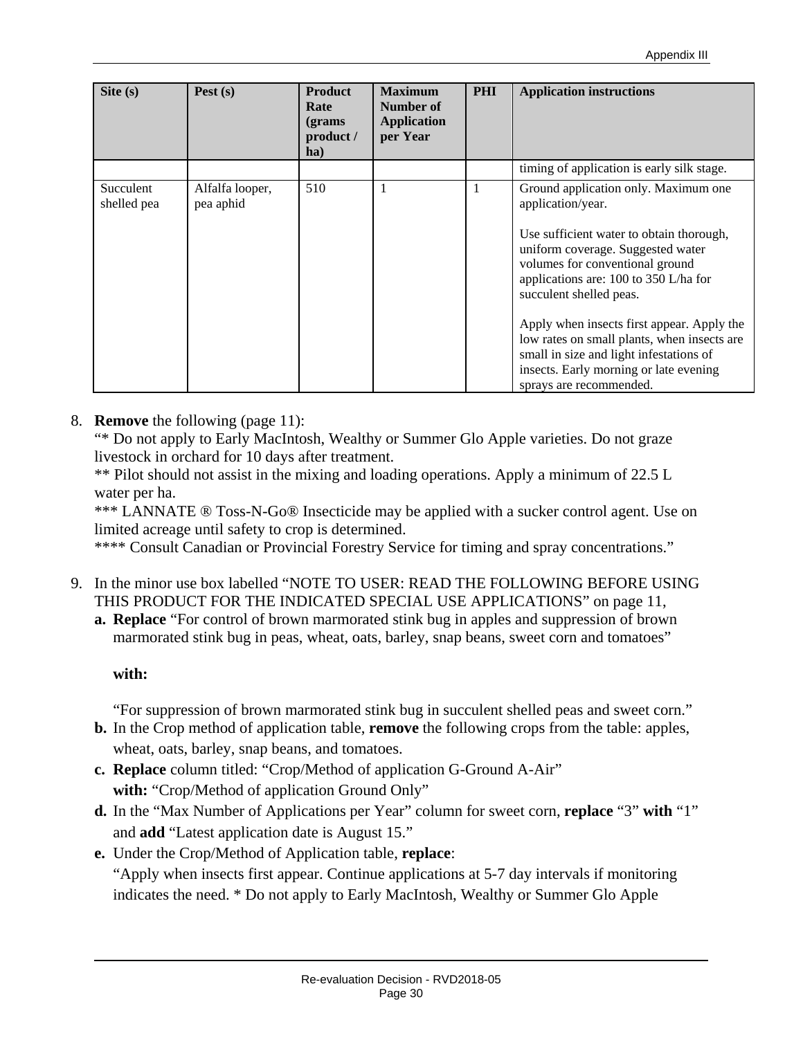| Site (s) | Pest (s) | Product Rate (grams product / ha) | Maximum Number of Application per Year | PHI | Application instructions |
|---|---|---|---|---|---|
| | | | | | timing of application is early silk stage. |
| Succulent shelled pea | Alfalfa looper, pea aphid | 510 | 1 | 1 | Ground application only. Maximum one application/year.<br><br>Use sufficient water to obtain thorough, uniform coverage. Suggested water volumes for conventional ground applications are: 100 to 350 L/ha for succulent shelled peas.<br><br>Apply when insects first appear. Apply the low rates on small plants, when insects are small in size and light infestations of insects. Early morning or late evening sprays are recommended. |

8. **Remove** the following (page 11):
   "* Do not apply to Early MacIntosh, Wealthy or Summer Glo Apple varieties. Do not graze livestock in orchard for 10 days after treatment.
   ** Pilot should not assist in the mixing and loading operations. Apply a minimum of 22.5 L water per ha.
   *** LANNATE ® Toss-N-Go® Insecticide may be applied with a sucker control agent. Use on limited acreage until safety to crop is determined.
   **** Consult Canadian or Provincial Forestry Service for timing and spray concentrations."

9. In the minor use box labelled "NOTE TO USER: READ THE FOLLOWING BEFORE USING THIS PRODUCT FOR THE INDICATED SPECIAL USE APPLICATIONS" on page 11,
   a. **Replace** "For control of brown marmorated stink bug in apples and suppression of brown marmorated stink bug in peas, wheat, oats, barley, snap beans, sweet corn and tomatoes"

      **with:**

      "For suppression of brown marmorated stink bug in succulent shelled peas and sweet corn."
   b. In the Crop method of application table, **remove** the following crops from the table: apples, wheat, oats, barley, snap beans, and tomatoes.
   c. **Replace** column titled: "Crop/Method of application G-Ground A-Air"
      **with:** "Crop/Method of application Ground Only"
   d. In the "Max Number of Applications per Year" column for sweet corn, **replace** "3" **with** "1" and **add** "Latest application date is August 15."
   e. Under the Crop/Method of Application table, **replace**:
      "Apply when insects first appear. Continue applications at 5-7 day intervals if monitoring indicates the need. * Do not apply to Early MacIntosh, Wealthy or Summer Glo Apple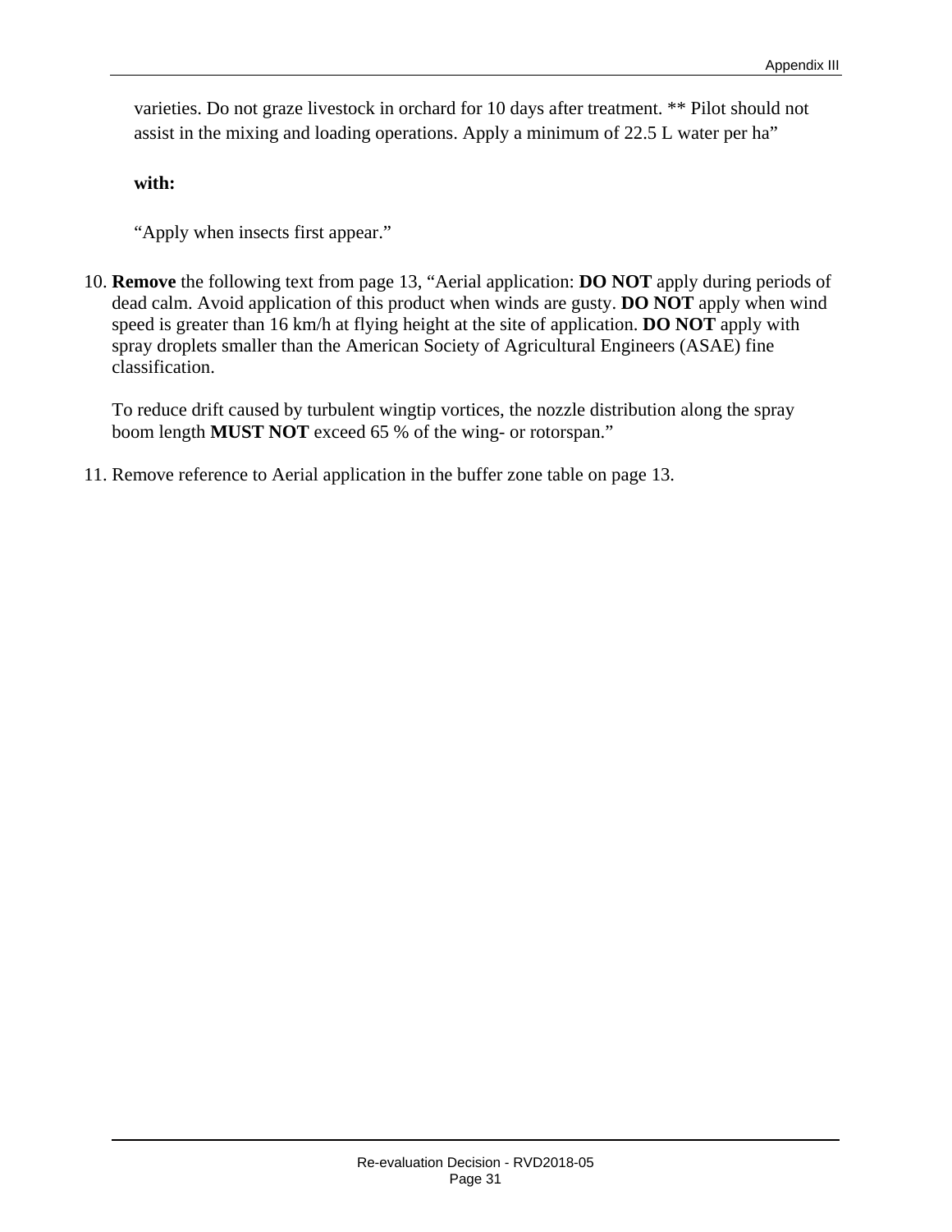varieties. Do not graze livestock in orchard for 10 days after treatment. ** Pilot should not assist in the mixing and loading operations. Apply a minimum of 22.5 L water per ha”

**with:**

“Apply when insects first appear.”

10. **Remove** the following text from page 13, “Aerial application: **DO NOT** apply during periods of dead calm. Avoid application of this product when winds are gusty. **DO NOT** apply when wind speed is greater than 16 km/h at flying height at the site of application. **DO NOT** apply with spray droplets smaller than the American Society of Agricultural Engineers (ASAE) fine classification.

    To reduce drift caused by turbulent wingtip vortices, the nozzle distribution along the spray boom length **MUST NOT** exceed 65 % of the wing- or rotorspan.”

11. Remove reference to Aerial application in the buffer zone table on page 13.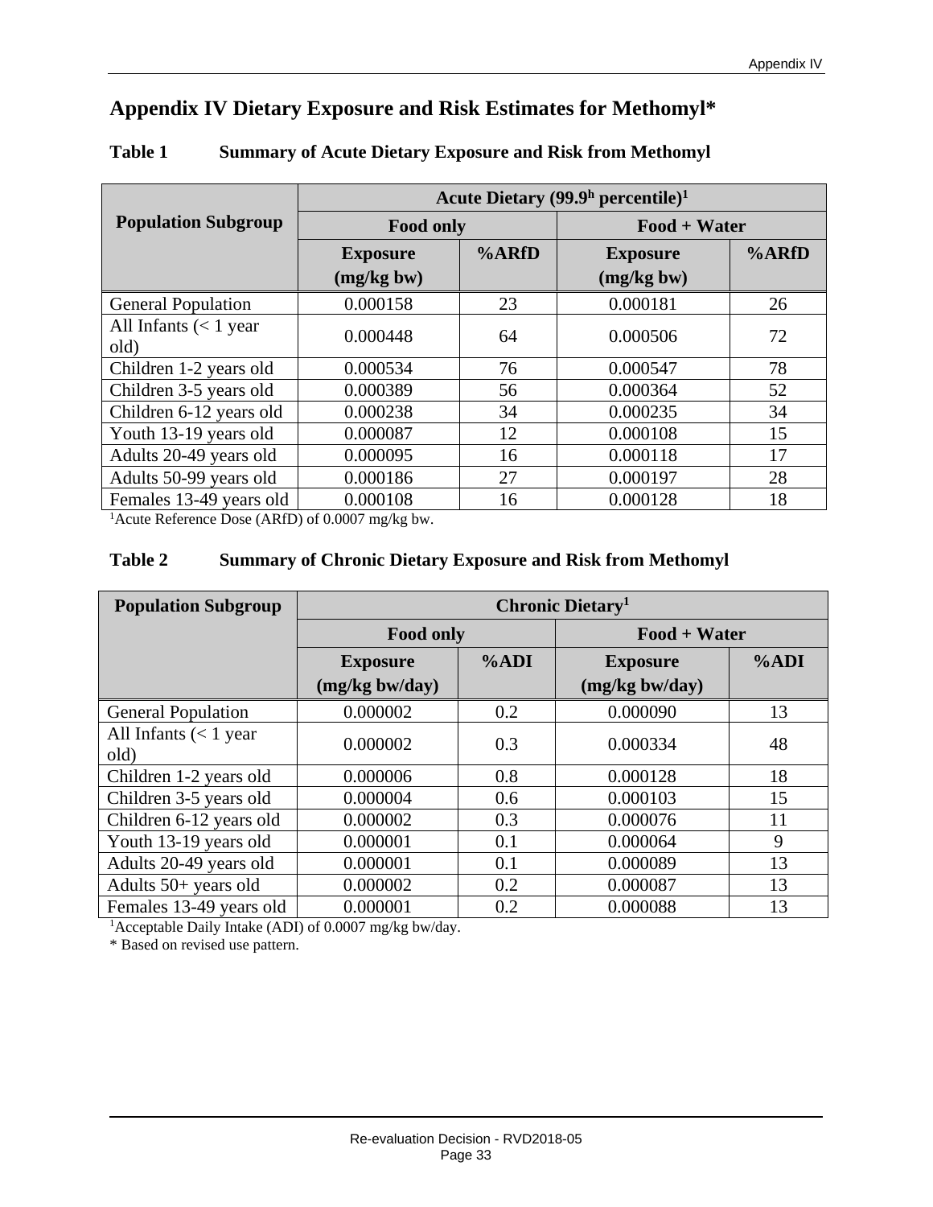# Appendix IV Dietary Exposure and Risk Estimates for Methomyl*

## Table 1 Summary of Acute Dietary Exposure and Risk from Methomyl

| Population Subgroup | Acute Dietary (99.9h percentile)[1] | | | |
|---|---|---|---|---|
| | Food only | | Food + Water | |
| | Exposure (mg/kg bw) | %ARfD | Exposure (mg/kg bw) | %ARfD |
| General Population | 0.000158 | 23 | 0.000181 | 26 |
| All Infants (< 1 year old) | 0.000448 | 64 | 0.000506 | 72 |
| Children 1-2 years old | 0.000534 | 76 | 0.000547 | 78 |
| Children 3-5 years old | 0.000389 | 56 | 0.000364 | 52 |
| Children 6-12 years old | 0.000238 | 34 | 0.000235 | 34 |
| Youth 13-19 years old | 0.000087 | 12 | 0.000108 | 15 |
| Adults 20-49 years old | 0.000095 | 16 | 0.000118 | 17 |
| Adults 50-99 years old | 0.000186 | 27 | 0.000197 | 28 |
| Females 13-49 years old | 0.000108 | 16 | 0.000128 | 18 |

[1]Acute Reference Dose (ARfD) of 0.0007 mg/kg bw.

## Table 2 Summary of Chronic Dietary Exposure and Risk from Methomyl

| Population Subgroup | Chronic Dietary[1] | | | |
|---|---|---|---|---|
| | Food only | | Food + Water | |
| | Exposure (mg/kg bw/day) | %ADI | Exposure (mg/kg bw/day) | %ADI |
| General Population | 0.000002 | 0.2 | 0.000090 | 13 |
| All Infants (< 1 year old) | 0.000002 | 0.3 | 0.000334 | 48 |
| Children 1-2 years old | 0.000006 | 0.8 | 0.000128 | 18 |
| Children 3-5 years old | 0.000004 | 0.6 | 0.000103 | 15 |
| Children 6-12 years old | 0.000002 | 0.3 | 0.000076 | 11 |
| Youth 13-19 years old | 0.000001 | 0.1 | 0.000064 | 9 |
| Adults 20-49 years old | 0.000001 | 0.1 | 0.000089 | 13 |
| Adults 50+ years old | 0.000002 | 0.2 | 0.000087 | 13 |
| Females 13-49 years old | 0.000001 | 0.2 | 0.000088 | 13 |

[1]Acceptable Daily Intake (ADI) of 0.0007 mg/kg bw/day.

* Based on revised use pattern.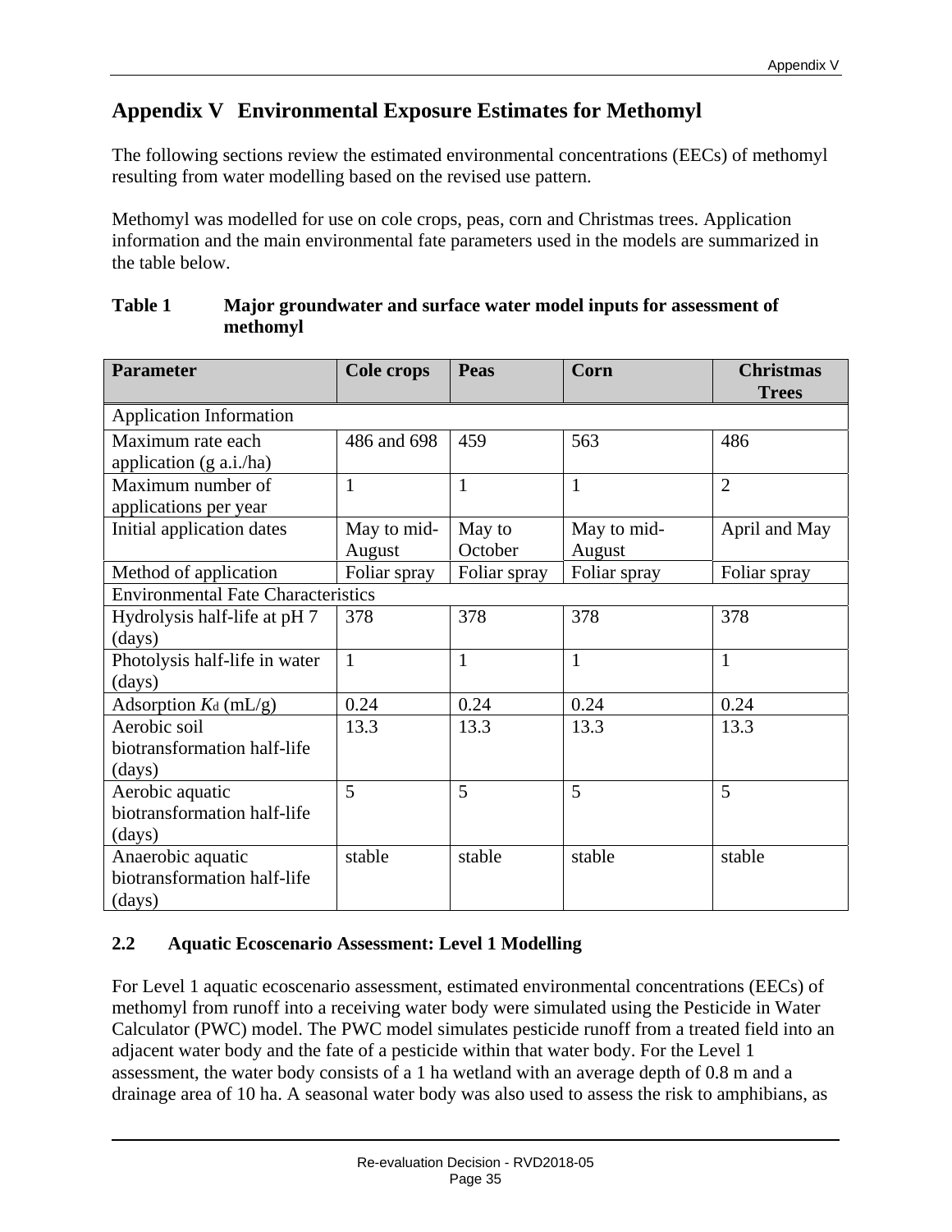# Appendix V Environmental Exposure Estimates for Methomyl

The following sections review the estimated environmental concentrations (EECs) of methomyl resulting from water modelling based on the revised use pattern.

Methomyl was modelled for use on cole crops, peas, corn and Christmas trees. Application information and the main environmental fate parameters used in the models are summarized in the table below.

**Table 1 Major groundwater and surface water model inputs for assessment of methomyl**

| Parameter | Cole crops | Peas | Corn | Christmas Trees |
|---|---|---|---|---|
| Application Information | | | | |
| Maximum rate each application (g a.i./ha) | 486 and 698 | 459 | 563 | 486 |
| Maximum number of applications per year | 1 | 1 | 1 | 2 |
| Initial application dates | May to mid-August | May to October | May to mid-August | April and May |
| Method of application | Foliar spray | Foliar spray | Foliar spray | Foliar spray |
| Environmental Fate Characteristics | | | | |
| Hydrolysis half-life at pH 7 (days) | 378 | 378 | 378 | 378 |
| Photolysis half-life in water (days) | 1 | 1 | 1 | 1 |
| Adsorption $K_d$ (mL/g) | 0.24 | 0.24 | 0.24 | 0.24 |
| Aerobic soil biotransformation half-life (days) | 13.3 | 13.3 | 13.3 | 13.3 |
| Aerobic aquatic biotransformation half-life (days) | 5 | 5 | 5 | 5 |
| Anaerobic aquatic biotransformation half-life (days) | stable | stable | stable | stable |

## 2.2 Aquatic Ecoscenario Assessment: Level 1 Modelling

For Level 1 aquatic ecoscenario assessment, estimated environmental concentrations (EECs) of methomyl from runoff into a receiving water body were simulated using the Pesticide in Water Calculator (PWC) model. The PWC model simulates pesticide runoff from a treated field into an adjacent water body and the fate of a pesticide within that water body. For the Level 1 assessment, the water body consists of a 1 ha wetland with an average depth of 0.8 m and a drainage area of 10 ha. A seasonal water body was also used to assess the risk to amphibians, as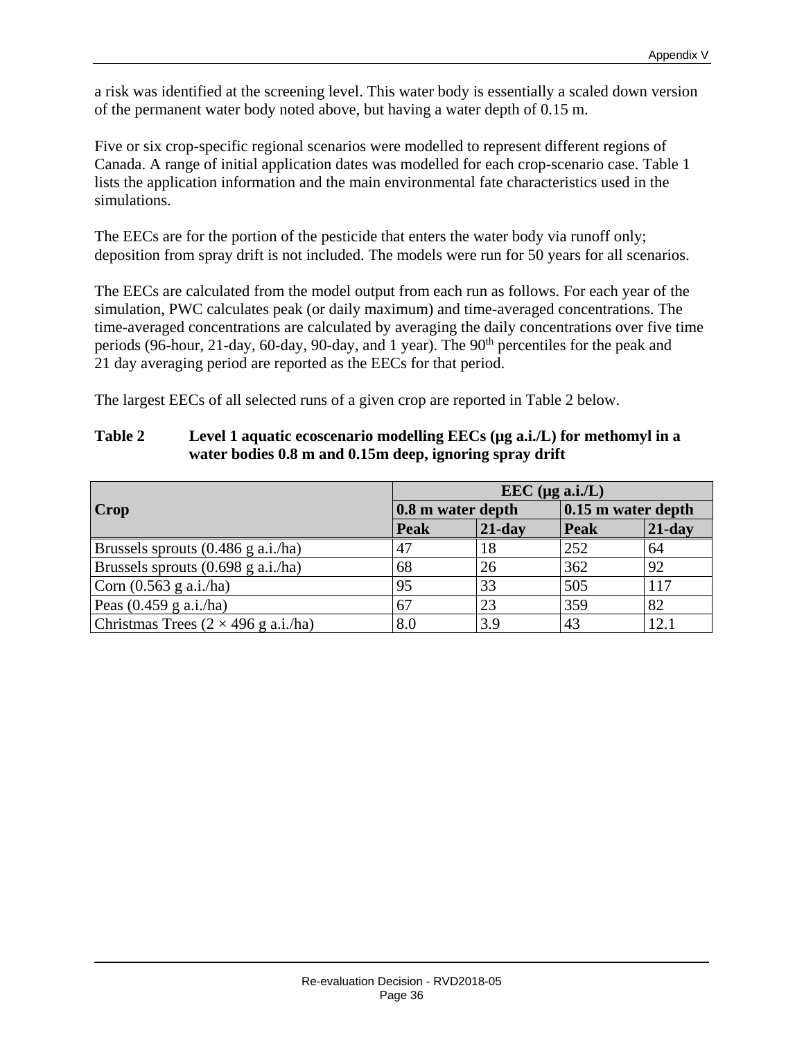a risk was identified at the screening level. This water body is essentially a scaled down version of the permanent water body noted above, but having a water depth of 0.15 m.

Five or six crop-specific regional scenarios were modelled to represent different regions of Canada. A range of initial application dates was modelled for each crop-scenario case. Table 1 lists the application information and the main environmental fate characteristics used in the simulations.

The EECs are for the portion of the pesticide that enters the water body via runoff only; deposition from spray drift is not included. The models were run for 50 years for all scenarios.

The EECs are calculated from the model output from each run as follows. For each year of the simulation, PWC calculates peak (or daily maximum) and time-averaged concentrations. The time-averaged concentrations are calculated by averaging the daily concentrations over five time periods (96-hour, 21-day, 60-day, 90-day, and 1 year). The 90$^{th}$ percentiles for the peak and 21 day averaging period are reported as the EECs for that period.

The largest EECs of all selected runs of a given crop are reported in Table 2 below.

**Table 2 Level 1 aquatic ecoscenario modelling EECs (µg a.i./L) for methomyl in a water bodies 0.8 m and 0.15m deep, ignoring spray drift**

| Crop | EEC (µg a.i./L) | | | |
|---|---|---|---|---|
| | 0.8 m water depth | | 0.15 m water depth | |
| | Peak | 21-day | Peak | 21-day |
| Brussels sprouts (0.486 g a.i./ha) | 47 | 18 | 252 | 64 |
| Brussels sprouts (0.698 g a.i./ha) | 68 | 26 | 362 | 92 |
| Corn (0.563 g a.i./ha) | 95 | 33 | 505 | 117 |
| Peas (0.459 g a.i./ha) | 67 | 23 | 359 | 82 |
| Christmas Trees (2 × 496 g a.i./ha) | 8.0 | 3.9 | 43 | 12.1 |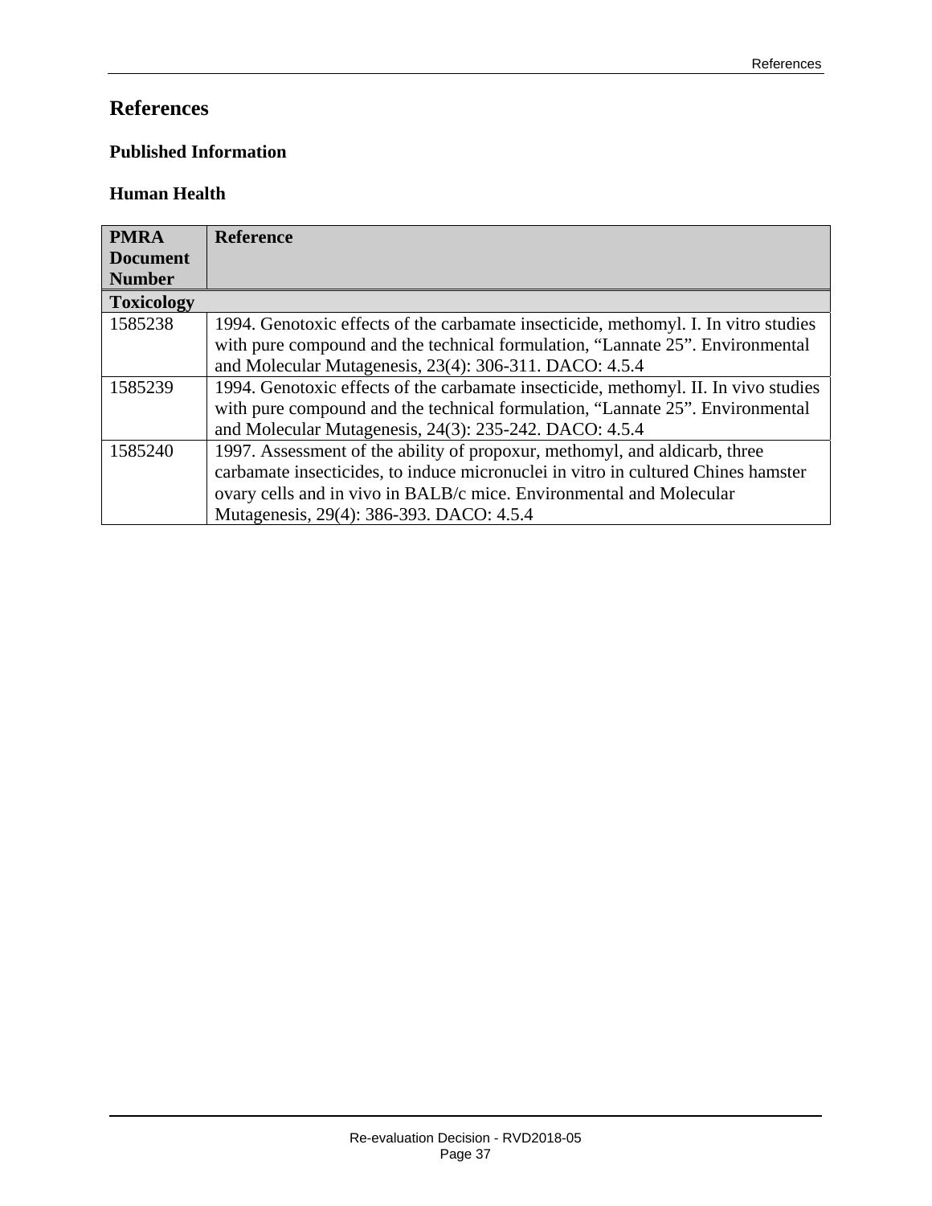# References

## Published Information

### Human Health

| PMRA Document Number | Reference |
|---|---|
| **Toxicology** | |
| 1585238 | 1994. Genotoxic effects of the carbamate insecticide, methomyl. I. In vitro studies with pure compound and the technical formulation, “Lannate 25”. Environmental and Molecular Mutagenesis, 23(4): 306-311. DACO: 4.5.4 |
| 1585239 | 1994. Genotoxic effects of the carbamate insecticide, methomyl. II. In vivo studies with pure compound and the technical formulation, “Lannate 25”. Environmental and Molecular Mutagenesis, 24(3): 235-242. DACO: 4.5.4 |
| 1585240 | 1997. Assessment of the ability of propoxur, methomyl, and aldicarb, three carbamate insecticides, to induce micronuclei in vitro in cultured Chines hamster ovary cells and in vivo in BALB/c mice. Environmental and Molecular Mutagenesis, 29(4): 386-393. DACO: 4.5.4 |